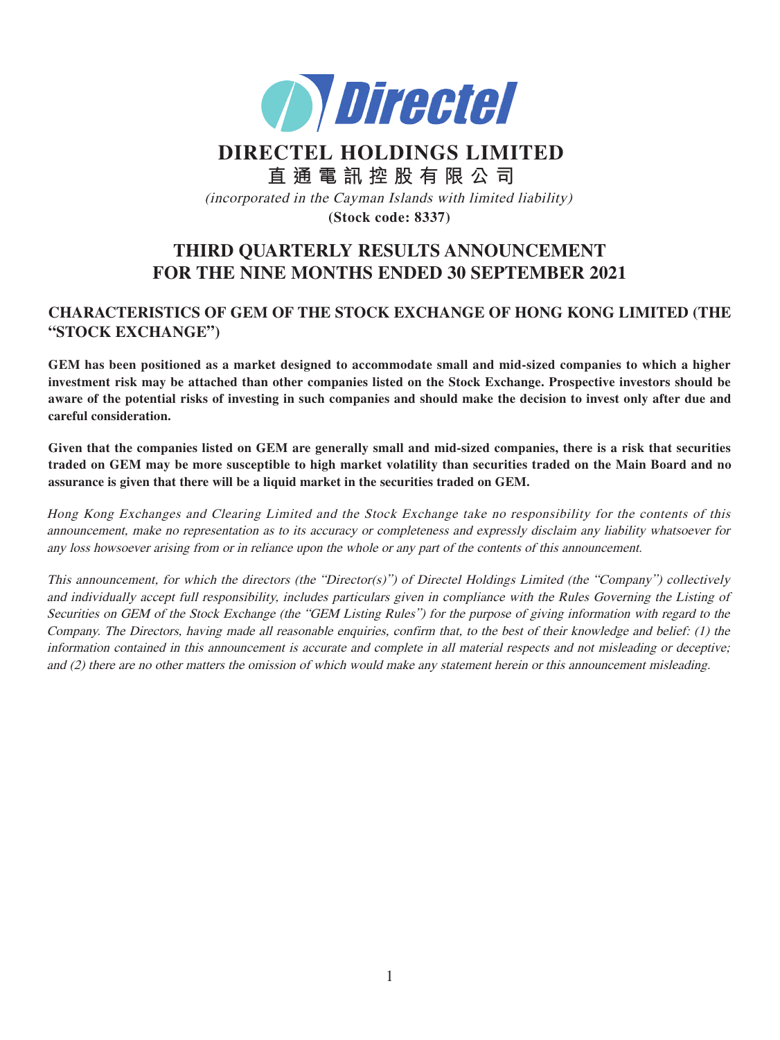# DIRECTEL HOLDINGS LIMITED

# 直通電訊控股有限公司

*(incorporated in the Cayman Islands with limited liability)*

**(Stock code: 8337)**

# THIRD QUARTERLY RESULTS ANNOUNCEMENT FOR THE NINE MONTHS ENDED 30 SEPTEMBER 2021

## CHARACTERISTICS OF GEM OF THE STOCK EXCHANGE OF HONG KONG LIMITED (THE "STOCK EXCHANGE")

**GEM has been positioned as a market designed to accommodate small and mid-sized companies to which a higher investment risk may be attached than other companies listed on the Stock Exchange. Prospective investors should be aware of the potential risks of investing in such companies and should make the decision to invest only after due and careful consideration.**

**Given that the companies listed on GEM are generally small and mid-sized companies, there is a risk that securities traded on GEM may be more susceptible to high market volatility than securities traded on the Main Board and no assurance is given that there will be a liquid market in the securities traded on GEM.**

*Hong Kong Exchanges and Clearing Limited and the Stock Exchange take no responsibility for the contents of this announcement, make no representation as to its accuracy or completeness and expressly disclaim any liability whatsoever for any loss howsoever arising from or in reliance upon the whole or any part of the contents of this announcement.*

*This announcement, for which the directors (the "Director(s)") of Directel Holdings Limited (the "Company") collectively and individually accept full responsibility, includes particulars given in compliance with the Rules Governing the Listing of Securities on GEM of the Stock Exchange (the "GEM Listing Rules") for the purpose of giving information with regard to the Company. The Directors, having made all reasonable enquiries, confirm that, to the best of their knowledge and belief: (1) the information contained in this announcement is accurate and complete in all material respects and not misleading or deceptive; and (2) there are no other matters the omission of which would make any statement herein or this announcement misleading.*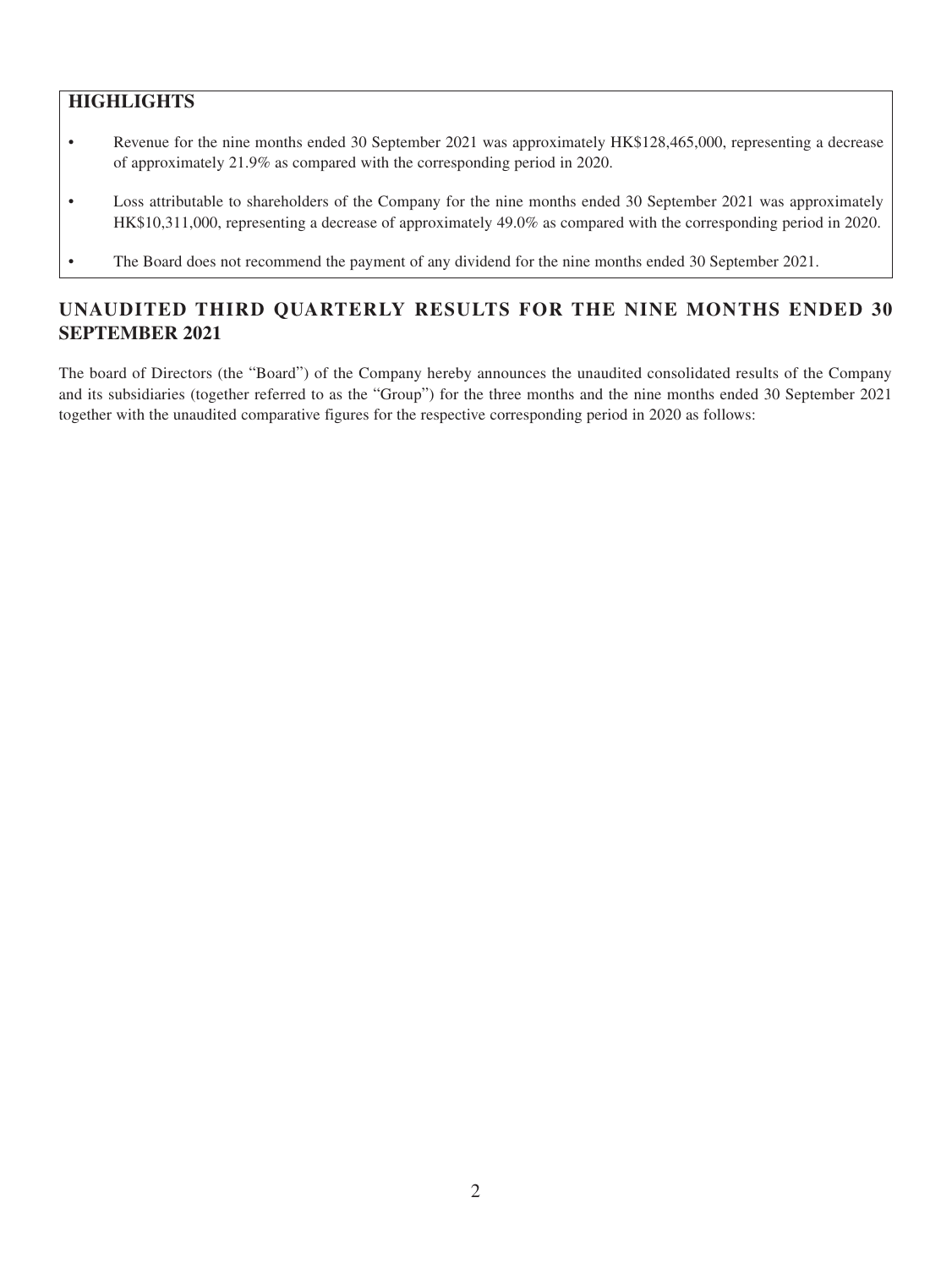## HIGHLIGHTS

- Revenue for the nine months ended 30 September 2021 was approximately HK$128,465,000, representing a decrease of approximately 21.9% as compared with the corresponding period in 2020.
- Loss attributable to shareholders of the Company for the nine months ended 30 September 2021 was approximately HK$10,311,000, representing a decrease of approximately 49.0% as compared with the corresponding period in 2020.
- The Board does not recommend the payment of any dividend for the nine months ended 30 September 2021.

## UNAUDITED THIRD QUARTERLY RESULTS FOR THE NINE MONTHS ENDED 30 SEPTEMBER 2021

The board of Directors (the "Board") of the Company hereby announces the unaudited consolidated results of the Company and its subsidiaries (together referred to as the "Group") for the three months and the nine months ended 30 September 2021 together with the unaudited comparative figures for the respective corresponding period in 2020 as follows: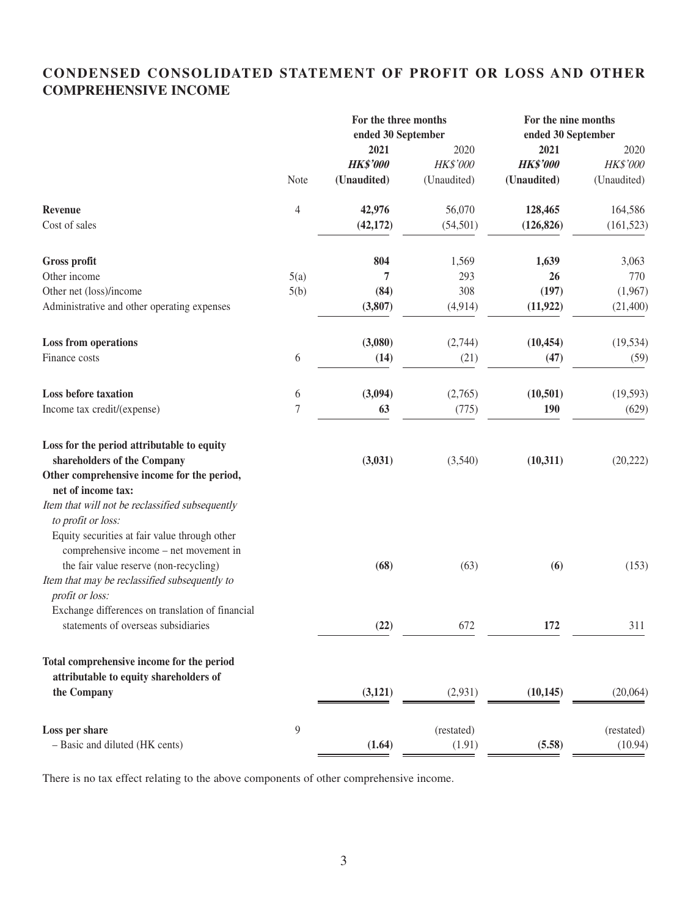## CONDENSED CONSOLIDATED STATEMENT OF PROFIT OR LOSS AND OTHER COMPREHENSIVE INCOME

| | Note | For the three months ended 30 September | | For the nine months ended 30 September | |
|---|---|---|---|---|---|
| | | **2021** | 2020 | **2021** | 2020 |
| | | ***HK$'000*** | *HK$'000* | ***HK$'000*** | *HK$'000* |
| | | **(Unaudited)** | (Unaudited) | **(Unaudited)** | (Unaudited) |
| **Revenue** | 4 | **42,976** | 56,070 | **128,465** | 164,586 |
| Cost of sales | | **(42,172)** | (54,501) | **(126,826)** | (161,523) |
| **Gross profit** | | **804** | 1,569 | **1,639** | 3,063 |
| Other income | 5(a) | **7** | 293 | **26** | 770 |
| Other net (loss)/income | 5(b) | **(84)** | 308 | **(197)** | (1,967) |
| Administrative and other operating expenses | | **(3,807)** | (4,914) | **(11,922)** | (21,400) |
| **Loss from operations** | | **(3,080)** | (2,744) | **(10,454)** | (19,534) |
| Finance costs | 6 | **(14)** | (21) | **(47)** | (59) |
| **Loss before taxation** | 6 | **(3,094)** | (2,765) | **(10,501)** | (19,593) |
| Income tax credit/(expense) | 7 | **63** | (775) | **190** | (629) |
| **Loss for the period attributable to equity shareholders of the Company** | | **(3,031)** | (3,540) | **(10,311)** | (20,222) |
| **Other comprehensive income for the period, net of income tax:** | | | | | |
| *Item that will not be reclassified subsequently to profit or loss:* | | | | | |
| Equity securities at fair value through other comprehensive income – net movement in the fair value reserve (non-recycling) | | **(68)** | (63) | **(6)** | (153) |
| *Item that may be reclassified subsequently to profit or loss:* | | | | | |
| Exchange differences on translation of financial statements of overseas subsidiaries | | **(22)** | 672 | **172** | 311 |
| **Total comprehensive income for the period attributable to equity shareholders of the Company** | | **(3,121)** | (2,931) | **(10,145)** | (20,064) |
| **Loss per share** | 9 | | (restated) | | (restated) |
| – Basic and diluted (HK cents) | | **(1.64)** | (1.91) | **(5.58)** | (10.94) |

There is no tax effect relating to the above components of other comprehensive income.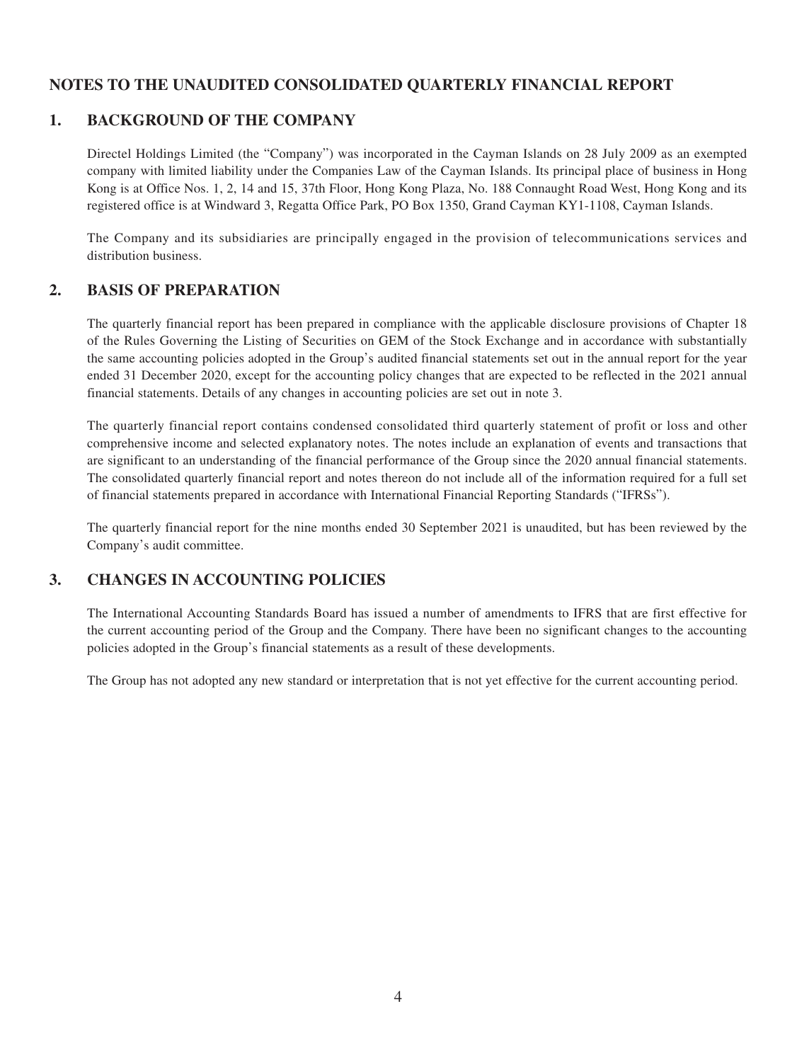## NOTES TO THE UNAUDITED CONSOLIDATED QUARTERLY FINANCIAL REPORT

### 1. BACKGROUND OF THE COMPANY

Directel Holdings Limited (the "Company") was incorporated in the Cayman Islands on 28 July 2009 as an exempted company with limited liability under the Companies Law of the Cayman Islands. Its principal place of business in Hong Kong is at Office Nos. 1, 2, 14 and 15, 37th Floor, Hong Kong Plaza, No. 188 Connaught Road West, Hong Kong and its registered office is at Windward 3, Regatta Office Park, PO Box 1350, Grand Cayman KY1-1108, Cayman Islands.

The Company and its subsidiaries are principally engaged in the provision of telecommunications services and distribution business.

### 2. BASIS OF PREPARATION

The quarterly financial report has been prepared in compliance with the applicable disclosure provisions of Chapter 18 of the Rules Governing the Listing of Securities on GEM of the Stock Exchange and in accordance with substantially the same accounting policies adopted in the Group's audited financial statements set out in the annual report for the year ended 31 December 2020, except for the accounting policy changes that are expected to be reflected in the 2021 annual financial statements. Details of any changes in accounting policies are set out in note 3.

The quarterly financial report contains condensed consolidated third quarterly statement of profit or loss and other comprehensive income and selected explanatory notes. The notes include an explanation of events and transactions that are significant to an understanding of the financial performance of the Group since the 2020 annual financial statements. The consolidated quarterly financial report and notes thereon do not include all of the information required for a full set of financial statements prepared in accordance with International Financial Reporting Standards ("IFRSs").

The quarterly financial report for the nine months ended 30 September 2021 is unaudited, but has been reviewed by the Company's audit committee.

### 3. CHANGES IN ACCOUNTING POLICIES

The International Accounting Standards Board has issued a number of amendments to IFRS that are first effective for the current accounting period of the Group and the Company. There have been no significant changes to the accounting policies adopted in the Group's financial statements as a result of these developments.

The Group has not adopted any new standard or interpretation that is not yet effective for the current accounting period.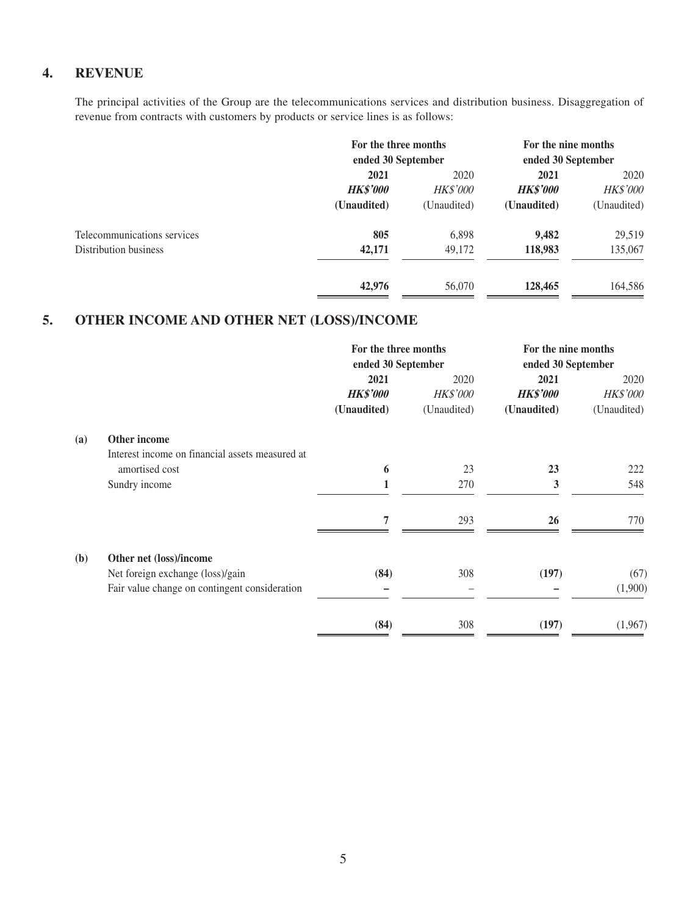## 4. REVENUE

The principal activities of the Group are the telecommunications services and distribution business. Disaggregation of revenue from contracts with customers by products or service lines is as follows:

| | For the three months ended 30 September | | For the nine months ended 30 September | |
|---|---|---|---|---|
| | **2021** | 2020 | **2021** | 2020 |
| | ***HK$'000*** | *HK$'000* | ***HK$'000*** | *HK$'000* |
| | **(Unaudited)** | (Unaudited) | **(Unaudited)** | (Unaudited) |
| Telecommunications services | **805** | 6,898 | **9,482** | 29,519 |
| Distribution business | **42,171** | 49,172 | **118,983** | 135,067 |
| | **42,976** | 56,070 | **128,465** | 164,586 |

## 5. OTHER INCOME AND OTHER NET (LOSS)/INCOME

| | | For the three months ended 30 September | | For the nine months ended 30 September | |
|---|---|---|---|---|---|
| | | **2021** | 2020 | **2021** | 2020 |
| | | ***HK$'000*** | *HK$'000* | ***HK$'000*** | *HK$'000* |
| | | **(Unaudited)** | (Unaudited) | **(Unaudited)** | (Unaudited) |
| **(a)** | **Other income** | | | | |
| | Interest income on financial assets measured at amortised cost | **6** | 23 | **23** | 222 |
| | Sundry income | **1** | 270 | **3** | 548 |
| | | **7** | 293 | **26** | 770 |
| **(b)** | **Other net (loss)/income** | | | | |
| | Net foreign exchange (loss)/gain | **(84)** | 308 | **(197)** | (67) |
| | Fair value change on contingent consideration | **–** | – | **–** | (1,900) |
| | | **(84)** | 308 | **(197)** | (1,967) |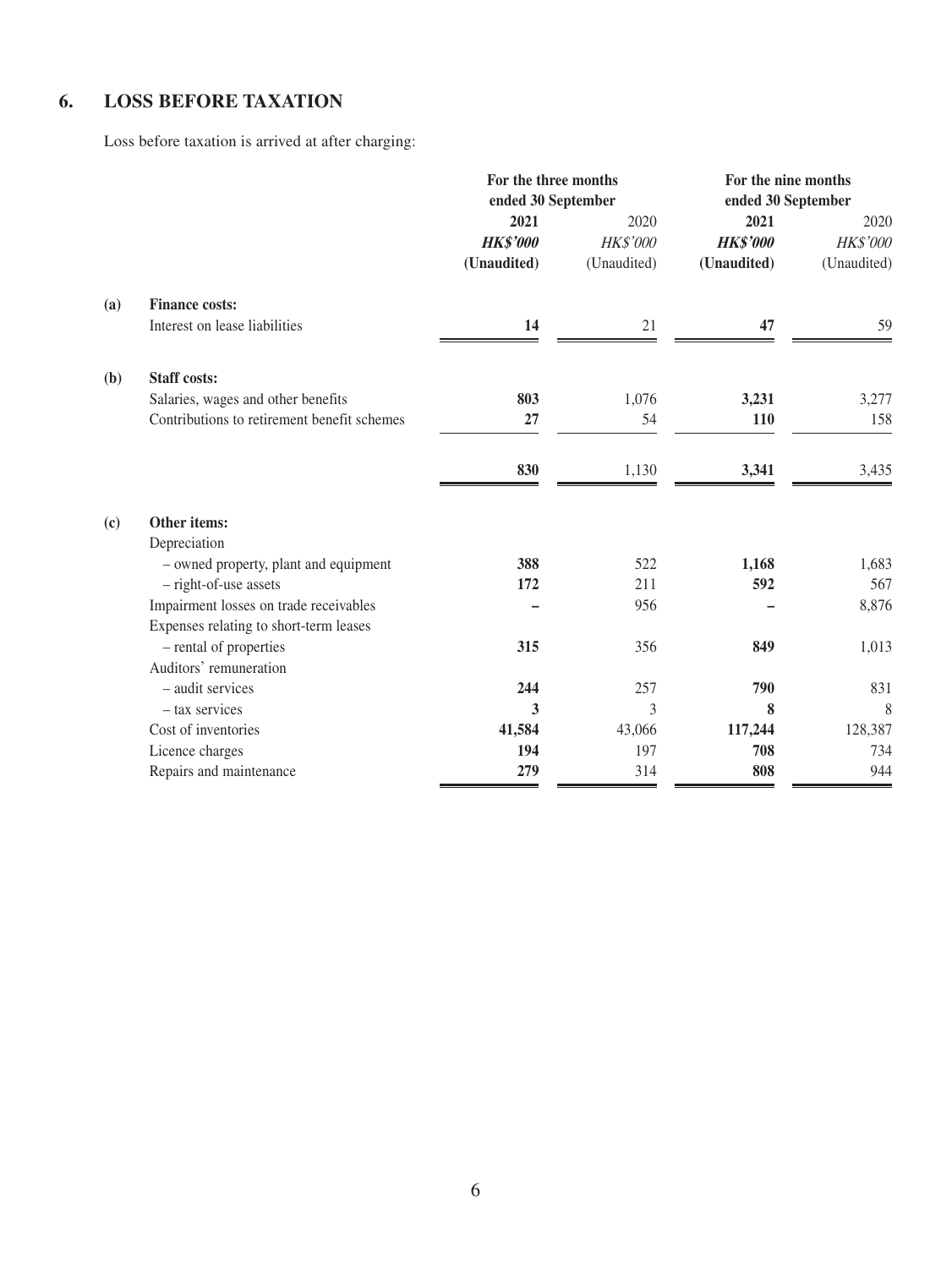## 6. LOSS BEFORE TAXATION

Loss before taxation is arrived at after charging:

| | | For the three months ended 30 September | | For the nine months ended 30 September | |
|---|---|---|---|---|---|
| | | **2021** | 2020 | **2021** | 2020 |
| | | ***HK$'000*** | *HK$'000* | ***HK$'000*** | *HK$'000* |
| | | **(Unaudited)** | (Unaudited) | **(Unaudited)** | (Unaudited) |
| **(a)** | **Finance costs:** | | | | |
| | Interest on lease liabilities | **14** | 21 | **47** | 59 |
| **(b)** | **Staff costs:** | | | | |
| | Salaries, wages and other benefits | **803** | 1,076 | **3,231** | 3,277 |
| | Contributions to retirement benefit schemes | **27** | 54 | **110** | 158 |
| | | **830** | 1,130 | **3,341** | 3,435 |
| **(c)** | **Other items:** | | | | |
| | Depreciation | | | | |
| | – owned property, plant and equipment | **388** | 522 | **1,168** | 1,683 |
| | – right-of-use assets | **172** | 211 | **592** | 567 |
| | Impairment losses on trade receivables | **–** | 956 | **–** | 8,876 |
| | Expenses relating to short-term leases | | | | |
| | – rental of properties | **315** | 356 | **849** | 1,013 |
| | Auditors' remuneration | | | | |
| | – audit services | **244** | 257 | **790** | 831 |
| | – tax services | **3** | 3 | **8** | 8 |
| | Cost of inventories | **41,584** | 43,066 | **117,244** | 128,387 |
| | Licence charges | **194** | 197 | **708** | 734 |
| | Repairs and maintenance | **279** | 314 | **808** | 944 |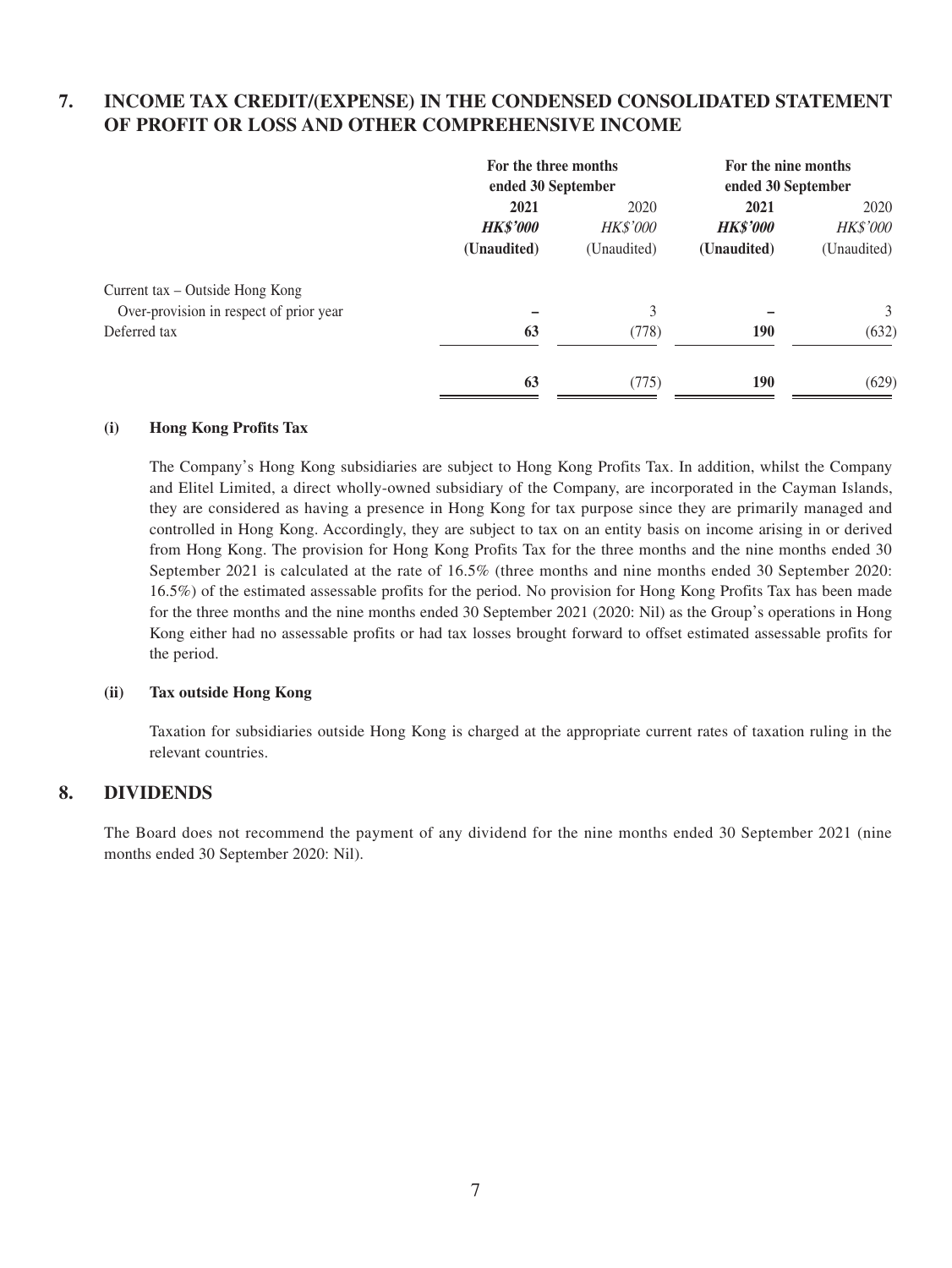## 7. INCOME TAX CREDIT/(EXPENSE) IN THE CONDENSED CONSOLIDATED STATEMENT OF PROFIT OR LOSS AND OTHER COMPREHENSIVE INCOME

| | For the three months ended 30 September | | For the nine months ended 30 September | |
|---|---|---|---|---|
| | **2021** | 2020 | **2021** | 2020 |
| | ***HK$'000*** | *HK$'000* | ***HK$'000*** | *HK$'000* |
| | **(Unaudited)** | (Unaudited) | **(Unaudited)** | (Unaudited) |
| Current tax – Outside Hong Kong | | | | |
| Over-provision in respect of prior year | **–** | 3 | **–** | 3 |
| Deferred tax | **63** | (778) | **190** | (632) |
| | **63** | (775) | **190** | (629) |

**(i) Hong Kong Profits Tax**

The Company's Hong Kong subsidiaries are subject to Hong Kong Profits Tax. In addition, whilst the Company and Elitel Limited, a direct wholly-owned subsidiary of the Company, are incorporated in the Cayman Islands, they are considered as having a presence in Hong Kong for tax purpose since they are primarily managed and controlled in Hong Kong. Accordingly, they are subject to tax on an entity basis on income arising in or derived from Hong Kong. The provision for Hong Kong Profits Tax for the three months and the nine months ended 30 September 2021 is calculated at the rate of 16.5% (three months and nine months ended 30 September 2020: 16.5%) of the estimated assessable profits for the period. No provision for Hong Kong Profits Tax has been made for the three months and the nine months ended 30 September 2021 (2020: Nil) as the Group's operations in Hong Kong either had no assessable profits or had tax losses brought forward to offset estimated assessable profits for the period.

**(ii) Tax outside Hong Kong**

Taxation for subsidiaries outside Hong Kong is charged at the appropriate current rates of taxation ruling in the relevant countries.

## 8. DIVIDENDS

The Board does not recommend the payment of any dividend for the nine months ended 30 September 2021 (nine months ended 30 September 2020: Nil).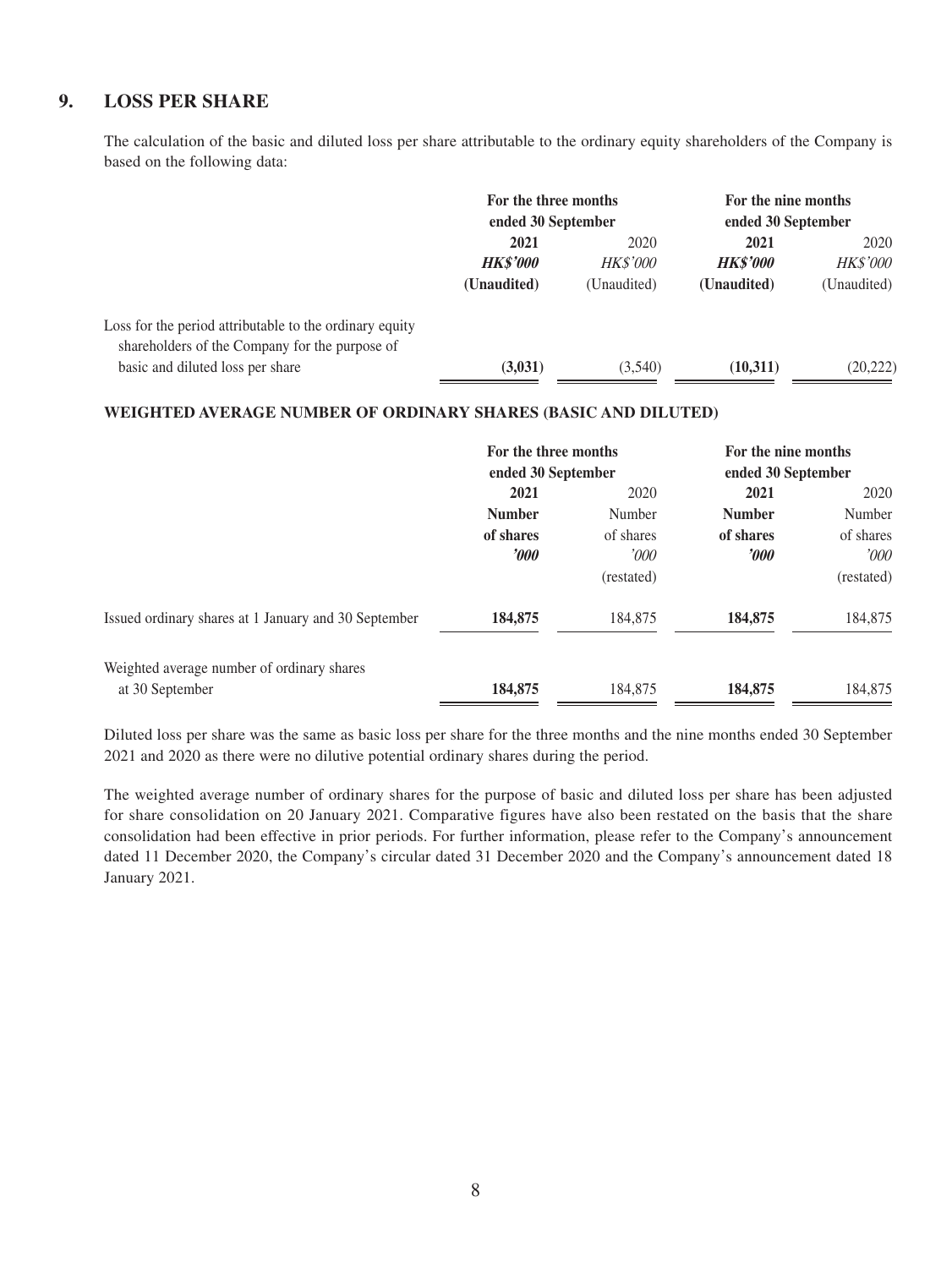## 9. LOSS PER SHARE

The calculation of the basic and diluted loss per share attributable to the ordinary equity shareholders of the Company is based on the following data:

| | For the three months ended 30 September | | For the nine months ended 30 September | |
|---|---|---|---|---|
| | **2021** | 2020 | **2021** | 2020 |
| | ***HK$'000*** | *HK$'000* | ***HK$'000*** | *HK$'000* |
| | **(Unaudited)** | (Unaudited) | **(Unaudited)** | (Unaudited) |
| Loss for the period attributable to the ordinary equity shareholders of the Company for the purpose of basic and diluted loss per share | **(3,031)** | (3,540) | **(10,311)** | (20,222) |

**WEIGHTED AVERAGE NUMBER OF ORDINARY SHARES (BASIC AND DILUTED)**

| | For the three months ended 30 September | | For the nine months ended 30 September | |
|---|---|---|---|---|
| | **2021** | 2020 | **2021** | 2020 |
| | **Number of shares** | Number of shares | **Number of shares** | Number of shares |
| | ***'000*** | *'000* | ***'000*** | *'000* |
| | | (restated) | | (restated) |
| Issued ordinary shares at 1 January and 30 September | **184,875** | 184,875 | **184,875** | 184,875 |
| Weighted average number of ordinary shares at 30 September | **184,875** | 184,875 | **184,875** | 184,875 |

Diluted loss per share was the same as basic loss per share for the three months and the nine months ended 30 September 2021 and 2020 as there were no dilutive potential ordinary shares during the period.

The weighted average number of ordinary shares for the purpose of basic and diluted loss per share has been adjusted for share consolidation on 20 January 2021. Comparative figures have also been restated on the basis that the share consolidation had been effective in prior periods. For further information, please refer to the Company's announcement dated 11 December 2020, the Company's circular dated 31 December 2020 and the Company's announcement dated 18 January 2021.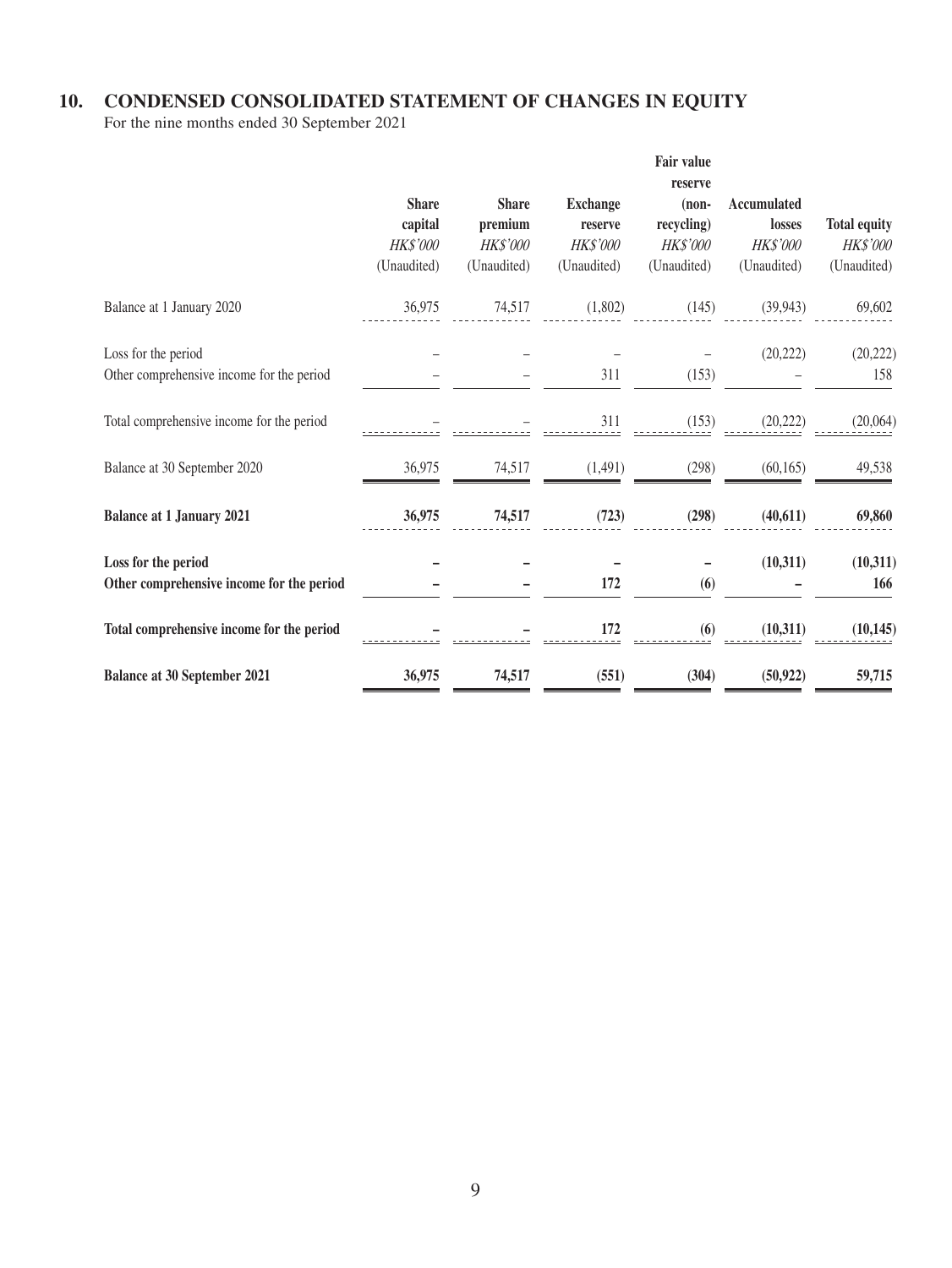## 10. CONDENSED CONSOLIDATED STATEMENT OF CHANGES IN EQUITY

For the nine months ended 30 September 2021

| | Share capital | Share premium | Exchange reserve | Fair value reserve (non-recycling) | Accumulated losses | Total equity |
|---|---|---|---|---|---|---|
| | *HK$'000* | *HK$'000* | *HK$'000* | *HK$'000* | *HK$'000* | *HK$'000* |
| | (Unaudited) | (Unaudited) | (Unaudited) | (Unaudited) | (Unaudited) | (Unaudited) |
| Balance at 1 January 2020 | 36,975 | 74,517 | (1,802) | (145) | (39,943) | 69,602 |
| Loss for the period | – | – | – | – | (20,222) | (20,222) |
| Other comprehensive income for the period | – | – | 311 | (153) | – | 158 |
| Total comprehensive income for the period | – | – | 311 | (153) | (20,222) | (20,064) |
| Balance at 30 September 2020 | 36,975 | 74,517 | (1,491) | (298) | (60,165) | 49,538 |
| **Balance at 1 January 2021** | **36,975** | **74,517** | **(723)** | **(298)** | **(40,611)** | **69,860** |
| **Loss for the period** | **–** | **–** | **–** | **–** | **(10,311)** | **(10,311)** |
| **Other comprehensive income for the period** | **–** | **–** | **172** | **(6)** | **–** | **166** |
| **Total comprehensive income for the period** | **–** | **–** | **172** | **(6)** | **(10,311)** | **(10,145)** |
| **Balance at 30 September 2021** | **36,975** | **74,517** | **(551)** | **(304)** | **(50,922)** | **59,715** |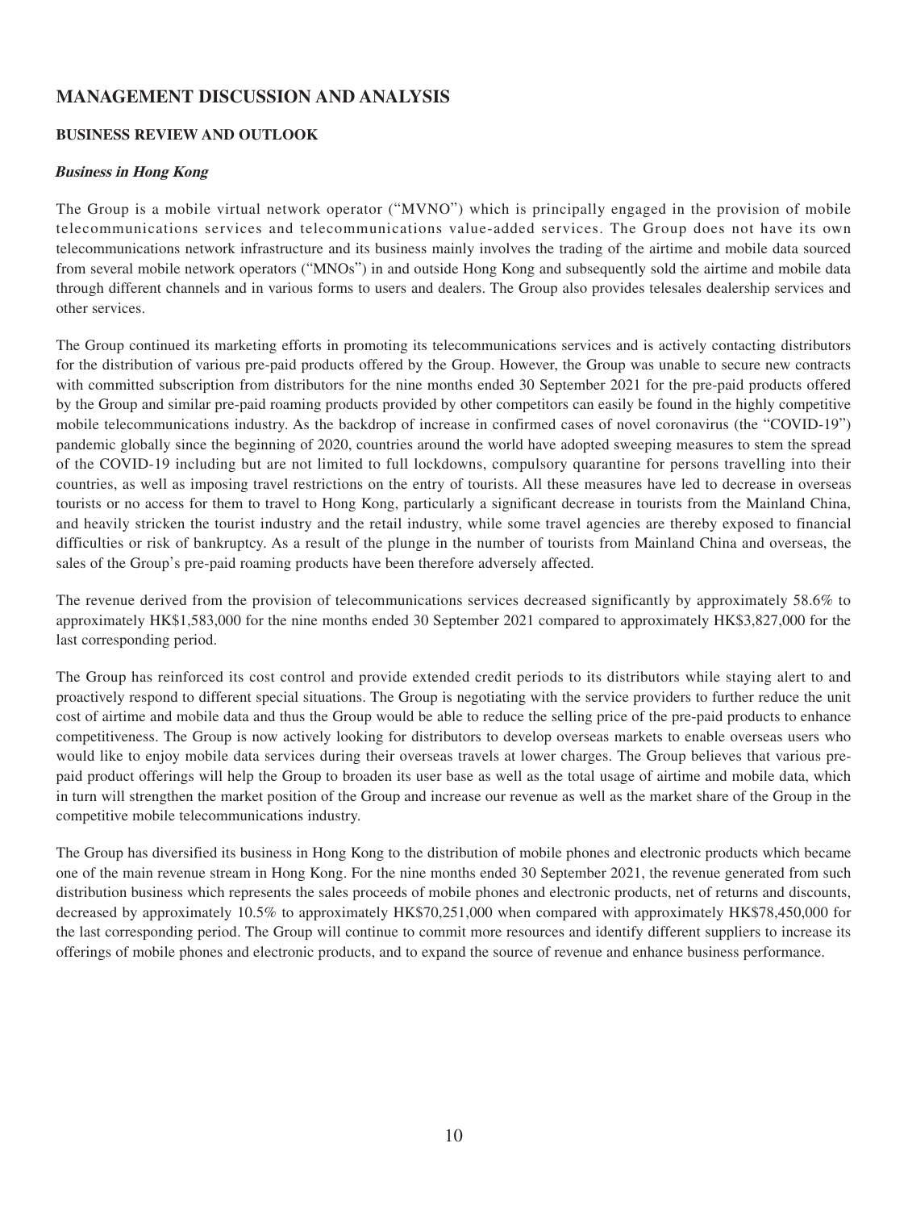# MANAGEMENT DISCUSSION AND ANALYSIS

## BUSINESS REVIEW AND OUTLOOK

### *Business in Hong Kong*

The Group is a mobile virtual network operator ("MVNO") which is principally engaged in the provision of mobile telecommunications services and telecommunications value-added services. The Group does not have its own telecommunications network infrastructure and its business mainly involves the trading of the airtime and mobile data sourced from several mobile network operators ("MNOs") in and outside Hong Kong and subsequently sold the airtime and mobile data through different channels and in various forms to users and dealers. The Group also provides telesales dealership services and other services.

The Group continued its marketing efforts in promoting its telecommunications services and is actively contacting distributors for the distribution of various pre-paid products offered by the Group. However, the Group was unable to secure new contracts with committed subscription from distributors for the nine months ended 30 September 2021 for the pre-paid products offered by the Group and similar pre-paid roaming products provided by other competitors can easily be found in the highly competitive mobile telecommunications industry. As the backdrop of increase in confirmed cases of novel coronavirus (the "COVID-19") pandemic globally since the beginning of 2020, countries around the world have adopted sweeping measures to stem the spread of the COVID-19 including but are not limited to full lockdowns, compulsory quarantine for persons travelling into their countries, as well as imposing travel restrictions on the entry of tourists. All these measures have led to decrease in overseas tourists or no access for them to travel to Hong Kong, particularly a significant decrease in tourists from the Mainland China, and heavily stricken the tourist industry and the retail industry, while some travel agencies are thereby exposed to financial difficulties or risk of bankruptcy. As a result of the plunge in the number of tourists from Mainland China and overseas, the sales of the Group's pre-paid roaming products have been therefore adversely affected.

The revenue derived from the provision of telecommunications services decreased significantly by approximately 58.6% to approximately HK$1,583,000 for the nine months ended 30 September 2021 compared to approximately HK$3,827,000 for the last corresponding period.

The Group has reinforced its cost control and provide extended credit periods to its distributors while staying alert to and proactively respond to different special situations. The Group is negotiating with the service providers to further reduce the unit cost of airtime and mobile data and thus the Group would be able to reduce the selling price of the pre-paid products to enhance competitiveness. The Group is now actively looking for distributors to develop overseas markets to enable overseas users who would like to enjoy mobile data services during their overseas travels at lower charges. The Group believes that various pre-paid product offerings will help the Group to broaden its user base as well as the total usage of airtime and mobile data, which in turn will strengthen the market position of the Group and increase our revenue as well as the market share of the Group in the competitive mobile telecommunications industry.

The Group has diversified its business in Hong Kong to the distribution of mobile phones and electronic products which became one of the main revenue stream in Hong Kong. For the nine months ended 30 September 2021, the revenue generated from such distribution business which represents the sales proceeds of mobile phones and electronic products, net of returns and discounts, decreased by approximately 10.5% to approximately HK$70,251,000 when compared with approximately HK$78,450,000 for the last corresponding period. The Group will continue to commit more resources and identify different suppliers to increase its offerings of mobile phones and electronic products, and to expand the source of revenue and enhance business performance.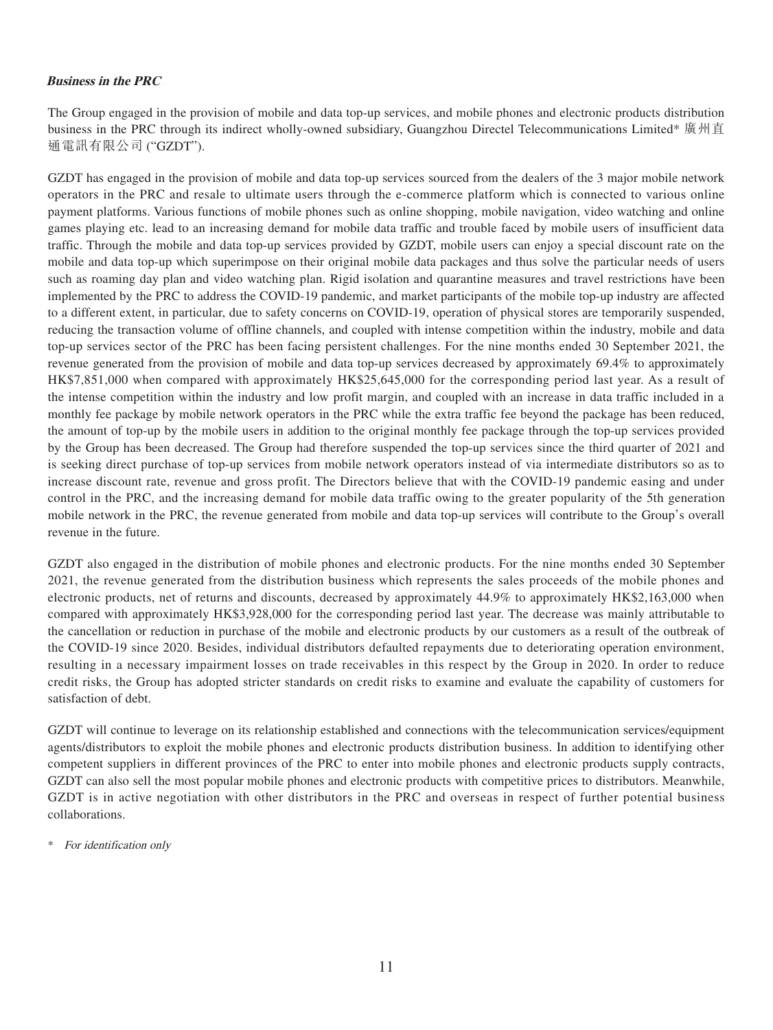***Business in the PRC***

The Group engaged in the provision of mobile and data top-up services, and mobile phones and electronic products distribution business in the PRC through its indirect wholly-owned subsidiary, Guangzhou Directel Telecommunications Limited* 廣州直通電訊有限公司 ("GZDT").

GZDT has engaged in the provision of mobile and data top-up services sourced from the dealers of the 3 major mobile network operators in the PRC and resale to ultimate users through the e-commerce platform which is connected to various online payment platforms. Various functions of mobile phones such as online shopping, mobile navigation, video watching and online games playing etc. lead to an increasing demand for mobile data traffic and trouble faced by mobile users of insufficient data traffic. Through the mobile and data top-up services provided by GZDT, mobile users can enjoy a special discount rate on the mobile and data top-up which superimpose on their original mobile data packages and thus solve the particular needs of users such as roaming day plan and video watching plan. Rigid isolation and quarantine measures and travel restrictions have been implemented by the PRC to address the COVID-19 pandemic, and market participants of the mobile top-up industry are affected to a different extent, in particular, due to safety concerns on COVID-19, operation of physical stores are temporarily suspended, reducing the transaction volume of offline channels, and coupled with intense competition within the industry, mobile and data top-up services sector of the PRC has been facing persistent challenges. For the nine months ended 30 September 2021, the revenue generated from the provision of mobile and data top-up services decreased by approximately 69.4% to approximately HK$7,851,000 when compared with approximately HK$25,645,000 for the corresponding period last year. As a result of the intense competition within the industry and low profit margin, and coupled with an increase in data traffic included in a monthly fee package by mobile network operators in the PRC while the extra traffic fee beyond the package has been reduced, the amount of top-up by the mobile users in addition to the original monthly fee package through the top-up services provided by the Group has been decreased. The Group had therefore suspended the top-up services since the third quarter of 2021 and is seeking direct purchase of top-up services from mobile network operators instead of via intermediate distributors so as to increase discount rate, revenue and gross profit. The Directors believe that with the COVID-19 pandemic easing and under control in the PRC, and the increasing demand for mobile data traffic owing to the greater popularity of the 5th generation mobile network in the PRC, the revenue generated from mobile and data top-up services will contribute to the Group's overall revenue in the future.

GZDT also engaged in the distribution of mobile phones and electronic products. For the nine months ended 30 September 2021, the revenue generated from the distribution business which represents the sales proceeds of the mobile phones and electronic products, net of returns and discounts, decreased by approximately 44.9% to approximately HK$2,163,000 when compared with approximately HK$3,928,000 for the corresponding period last year. The decrease was mainly attributable to the cancellation or reduction in purchase of the mobile and electronic products by our customers as a result of the outbreak of the COVID-19 since 2020. Besides, individual distributors defaulted repayments due to deteriorating operation environment, resulting in a necessary impairment losses on trade receivables in this respect by the Group in 2020. In order to reduce credit risks, the Group has adopted stricter standards on credit risks to examine and evaluate the capability of customers for satisfaction of debt.

GZDT will continue to leverage on its relationship established and connections with the telecommunication services/equipment agents/distributors to exploit the mobile phones and electronic products distribution business. In addition to identifying other competent suppliers in different provinces of the PRC to enter into mobile phones and electronic products supply contracts, GZDT can also sell the most popular mobile phones and electronic products with competitive prices to distributors. Meanwhile, GZDT is in active negotiation with other distributors in the PRC and overseas in respect of further potential business collaborations.

\* *For identification only*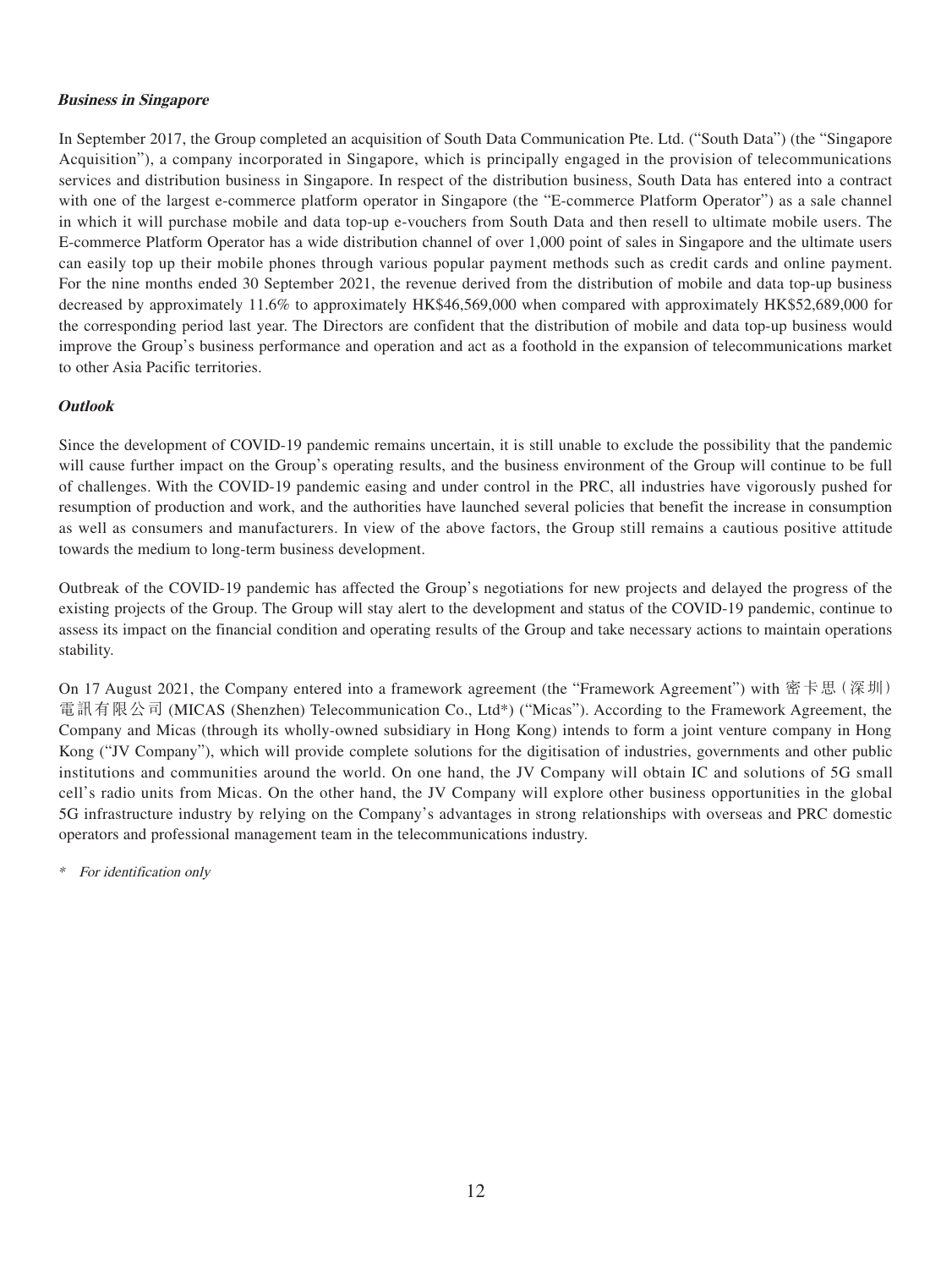***Business in Singapore***

In September 2017, the Group completed an acquisition of South Data Communication Pte. Ltd. ("South Data") (the "Singapore Acquisition"), a company incorporated in Singapore, which is principally engaged in the provision of telecommunications services and distribution business in Singapore. In respect of the distribution business, South Data has entered into a contract with one of the largest e-commerce platform operator in Singapore (the "E-commerce Platform Operator") as a sale channel in which it will purchase mobile and data top-up e-vouchers from South Data and then resell to ultimate mobile users. The E-commerce Platform Operator has a wide distribution channel of over 1,000 point of sales in Singapore and the ultimate users can easily top up their mobile phones through various popular payment methods such as credit cards and online payment. For the nine months ended 30 September 2021, the revenue derived from the distribution of mobile and data top-up business decreased by approximately 11.6% to approximately HK$46,569,000 when compared with approximately HK$52,689,000 for the corresponding period last year. The Directors are confident that the distribution of mobile and data top-up business would improve the Group's business performance and operation and act as a foothold in the expansion of telecommunications market to other Asia Pacific territories.

***Outlook***

Since the development of COVID-19 pandemic remains uncertain, it is still unable to exclude the possibility that the pandemic will cause further impact on the Group's operating results, and the business environment of the Group will continue to be full of challenges. With the COVID-19 pandemic easing and under control in the PRC, all industries have vigorously pushed for resumption of production and work, and the authorities have launched several policies that benefit the increase in consumption as well as consumers and manufacturers. In view of the above factors, the Group still remains a cautious positive attitude towards the medium to long-term business development.

Outbreak of the COVID-19 pandemic has affected the Group's negotiations for new projects and delayed the progress of the existing projects of the Group. The Group will stay alert to the development and status of the COVID-19 pandemic, continue to assess its impact on the financial condition and operating results of the Group and take necessary actions to maintain operations stability.

On 17 August 2021, the Company entered into a framework agreement (the "Framework Agreement") with 密卡思（深圳）電訊有限公司 (MICAS (Shenzhen) Telecommunication Co., Ltd*) ("Micas"). According to the Framework Agreement, the Company and Micas (through its wholly-owned subsidiary in Hong Kong) intends to form a joint venture company in Hong Kong ("JV Company"), which will provide complete solutions for the digitisation of industries, governments and other public institutions and communities around the world. On one hand, the JV Company will obtain IC and solutions of 5G small cell's radio units from Micas. On the other hand, the JV Company will explore other business opportunities in the global 5G infrastructure industry by relying on the Company's advantages in strong relationships with overseas and PRC domestic operators and professional management team in the telecommunications industry.

\* *For identification only*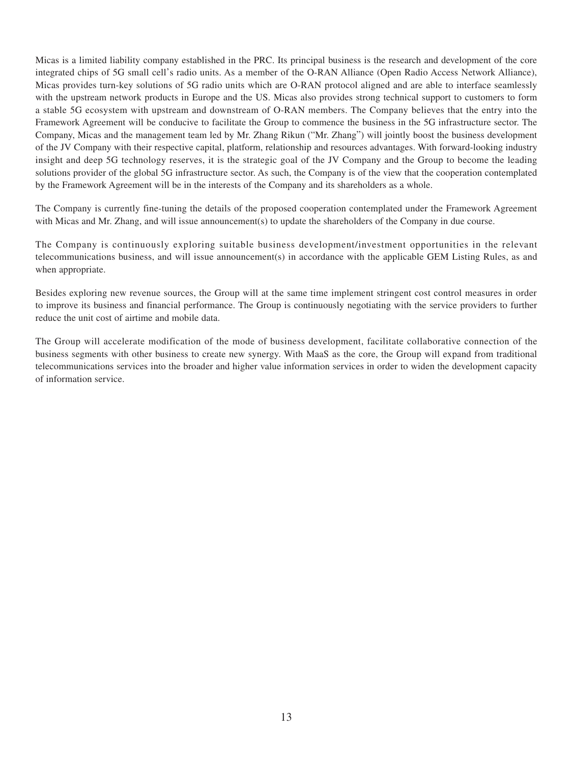Micas is a limited liability company established in the PRC. Its principal business is the research and development of the core integrated chips of 5G small cell's radio units. As a member of the O-RAN Alliance (Open Radio Access Network Alliance), Micas provides turn-key solutions of 5G radio units which are O-RAN protocol aligned and are able to interface seamlessly with the upstream network products in Europe and the US. Micas also provides strong technical support to customers to form a stable 5G ecosystem with upstream and downstream of O-RAN members. The Company believes that the entry into the Framework Agreement will be conducive to facilitate the Group to commence the business in the 5G infrastructure sector. The Company, Micas and the management team led by Mr. Zhang Rikun ("Mr. Zhang") will jointly boost the business development of the JV Company with their respective capital, platform, relationship and resources advantages. With forward-looking industry insight and deep 5G technology reserves, it is the strategic goal of the JV Company and the Group to become the leading solutions provider of the global 5G infrastructure sector. As such, the Company is of the view that the cooperation contemplated by the Framework Agreement will be in the interests of the Company and its shareholders as a whole.

The Company is currently fine-tuning the details of the proposed cooperation contemplated under the Framework Agreement with Micas and Mr. Zhang, and will issue announcement(s) to update the shareholders of the Company in due course.

The Company is continuously exploring suitable business development/investment opportunities in the relevant telecommunications business, and will issue announcement(s) in accordance with the applicable GEM Listing Rules, as and when appropriate.

Besides exploring new revenue sources, the Group will at the same time implement stringent cost control measures in order to improve its business and financial performance. The Group is continuously negotiating with the service providers to further reduce the unit cost of airtime and mobile data.

The Group will accelerate modification of the mode of business development, facilitate collaborative connection of the business segments with other business to create new synergy. With MaaS as the core, the Group will expand from traditional telecommunications services into the broader and higher value information services in order to widen the development capacity of information service.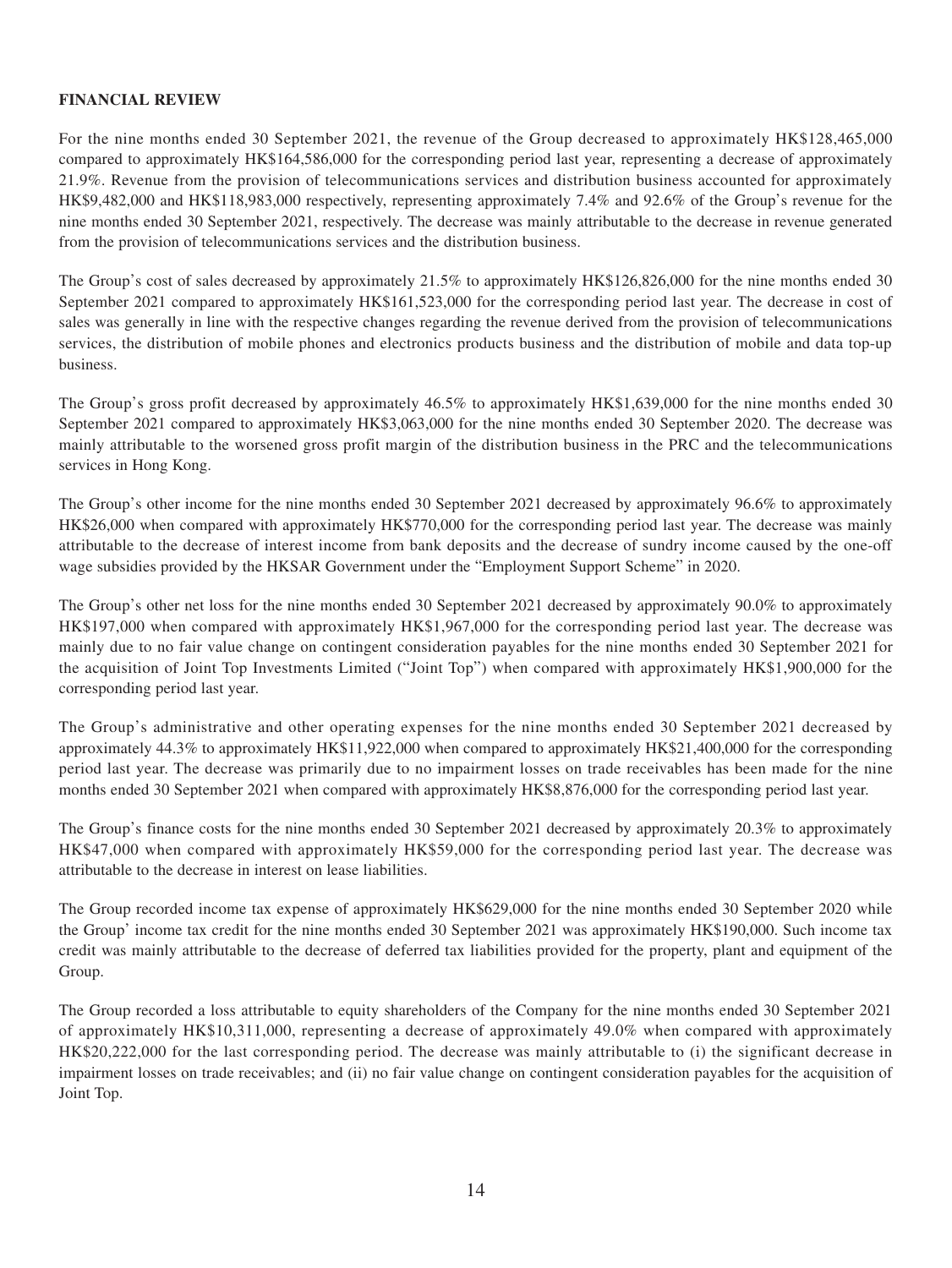**FINANCIAL REVIEW**

For the nine months ended 30 September 2021, the revenue of the Group decreased to approximately HK$128,465,000 compared to approximately HK$164,586,000 for the corresponding period last year, representing a decrease of approximately 21.9%. Revenue from the provision of telecommunications services and distribution business accounted for approximately HK$9,482,000 and HK$118,983,000 respectively, representing approximately 7.4% and 92.6% of the Group's revenue for the nine months ended 30 September 2021, respectively. The decrease was mainly attributable to the decrease in revenue generated from the provision of telecommunications services and the distribution business.

The Group's cost of sales decreased by approximately 21.5% to approximately HK$126,826,000 for the nine months ended 30 September 2021 compared to approximately HK$161,523,000 for the corresponding period last year. The decrease in cost of sales was generally in line with the respective changes regarding the revenue derived from the provision of telecommunications services, the distribution of mobile phones and electronics products business and the distribution of mobile and data top-up business.

The Group's gross profit decreased by approximately 46.5% to approximately HK$1,639,000 for the nine months ended 30 September 2021 compared to approximately HK$3,063,000 for the nine months ended 30 September 2020. The decrease was mainly attributable to the worsened gross profit margin of the distribution business in the PRC and the telecommunications services in Hong Kong.

The Group's other income for the nine months ended 30 September 2021 decreased by approximately 96.6% to approximately HK$26,000 when compared with approximately HK$770,000 for the corresponding period last year. The decrease was mainly attributable to the decrease of interest income from bank deposits and the decrease of sundry income caused by the one-off wage subsidies provided by the HKSAR Government under the "Employment Support Scheme" in 2020.

The Group's other net loss for the nine months ended 30 September 2021 decreased by approximately 90.0% to approximately HK$197,000 when compared with approximately HK$1,967,000 for the corresponding period last year. The decrease was mainly due to no fair value change on contingent consideration payables for the nine months ended 30 September 2021 for the acquisition of Joint Top Investments Limited ("Joint Top") when compared with approximately HK$1,900,000 for the corresponding period last year.

The Group's administrative and other operating expenses for the nine months ended 30 September 2021 decreased by approximately 44.3% to approximately HK$11,922,000 when compared to approximately HK$21,400,000 for the corresponding period last year. The decrease was primarily due to no impairment losses on trade receivables has been made for the nine months ended 30 September 2021 when compared with approximately HK$8,876,000 for the corresponding period last year.

The Group's finance costs for the nine months ended 30 September 2021 decreased by approximately 20.3% to approximately HK$47,000 when compared with approximately HK$59,000 for the corresponding period last year. The decrease was attributable to the decrease in interest on lease liabilities.

The Group recorded income tax expense of approximately HK$629,000 for the nine months ended 30 September 2020 while the Group' income tax credit for the nine months ended 30 September 2021 was approximately HK$190,000. Such income tax credit was mainly attributable to the decrease of deferred tax liabilities provided for the property, plant and equipment of the Group.

The Group recorded a loss attributable to equity shareholders of the Company for the nine months ended 30 September 2021 of approximately HK$10,311,000, representing a decrease of approximately 49.0% when compared with approximately HK$20,222,000 for the last corresponding period. The decrease was mainly attributable to (i) the significant decrease in impairment losses on trade receivables; and (ii) no fair value change on contingent consideration payables for the acquisition of Joint Top.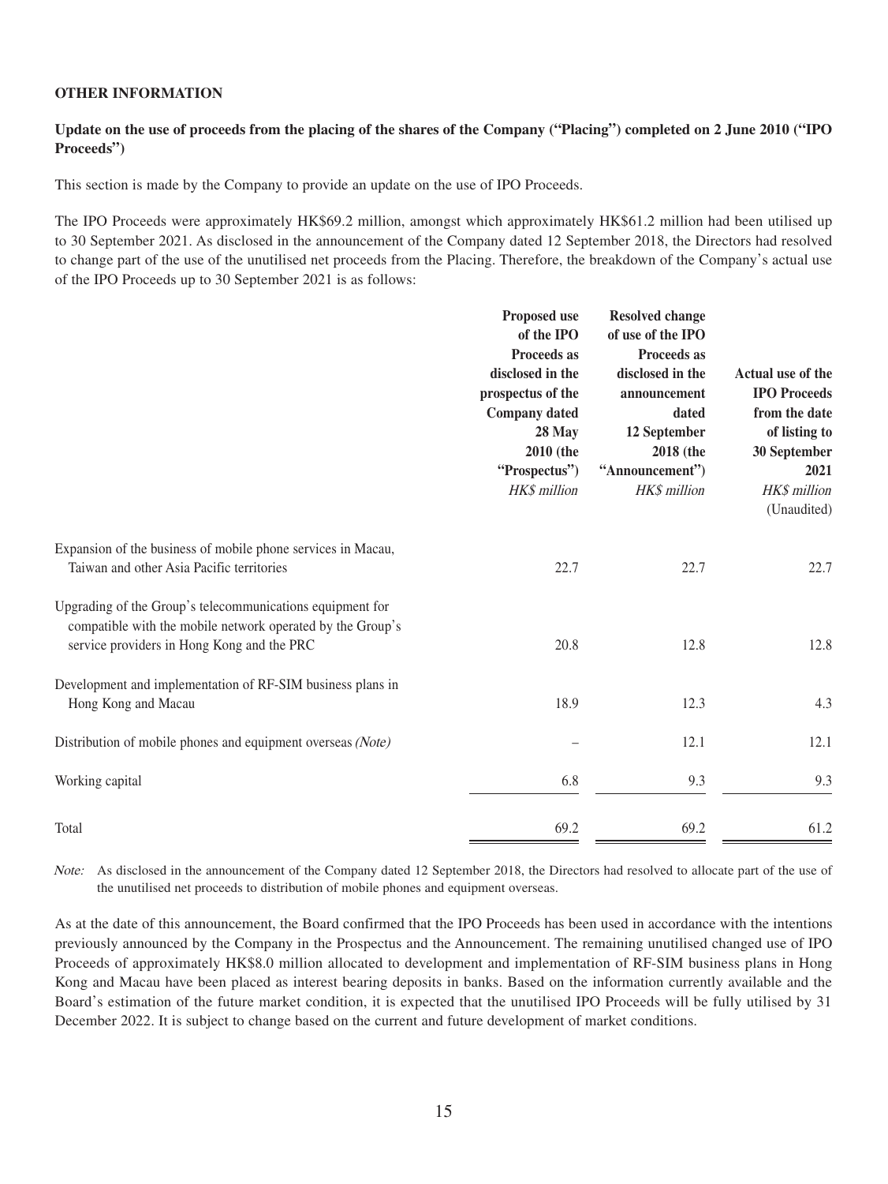**OTHER INFORMATION**

**Update on the use of proceeds from the placing of the shares of the Company ("Placing") completed on 2 June 2010 ("IPO Proceeds")**

This section is made by the Company to provide an update on the use of IPO Proceeds.

The IPO Proceeds were approximately HK$69.2 million, amongst which approximately HK$61.2 million had been utilised up to 30 September 2021. As disclosed in the announcement of the Company dated 12 September 2018, the Directors had resolved to change part of the use of the unutilised net proceeds from the Placing. Therefore, the breakdown of the Company's actual use of the IPO Proceeds up to 30 September 2021 is as follows:

| | Proposed use of the IPO Proceeds as disclosed in the prospectus of the Company dated 28 May 2010 (the "Prospectus") *HK$ million* | Resolved change of use of the IPO Proceeds as disclosed in the announcement dated 12 September 2018 (the "Announcement") *HK$ million* | Actual use of the IPO Proceeds from the date of listing to 30 September 2021 *HK$ million* (Unaudited) |
|---|---|---|---|
| Expansion of the business of mobile phone services in Macau, Taiwan and other Asia Pacific territories | 22.7 | 22.7 | 22.7 |
| Upgrading of the Group's telecommunications equipment for compatible with the mobile network operated by the Group's service providers in Hong Kong and the PRC | 20.8 | 12.8 | 12.8 |
| Development and implementation of RF-SIM business plans in Hong Kong and Macau | 18.9 | 12.3 | 4.3 |
| Distribution of mobile phones and equipment overseas *(Note)* | – | 12.1 | 12.1 |
| Working capital | 6.8 | 9.3 | 9.3 |
| Total | 69.2 | 69.2 | 61.2 |

*Note:* As disclosed in the announcement of the Company dated 12 September 2018, the Directors had resolved to allocate part of the use of the unutilised net proceeds to distribution of mobile phones and equipment overseas.

As at the date of this announcement, the Board confirmed that the IPO Proceeds has been used in accordance with the intentions previously announced by the Company in the Prospectus and the Announcement. The remaining unutilised changed use of IPO Proceeds of approximately HK$8.0 million allocated to development and implementation of RF-SIM business plans in Hong Kong and Macau have been placed as interest bearing deposits in banks. Based on the information currently available and the Board's estimation of the future market condition, it is expected that the unutilised IPO Proceeds will be fully utilised by 31 December 2022. It is subject to change based on the current and future development of market conditions.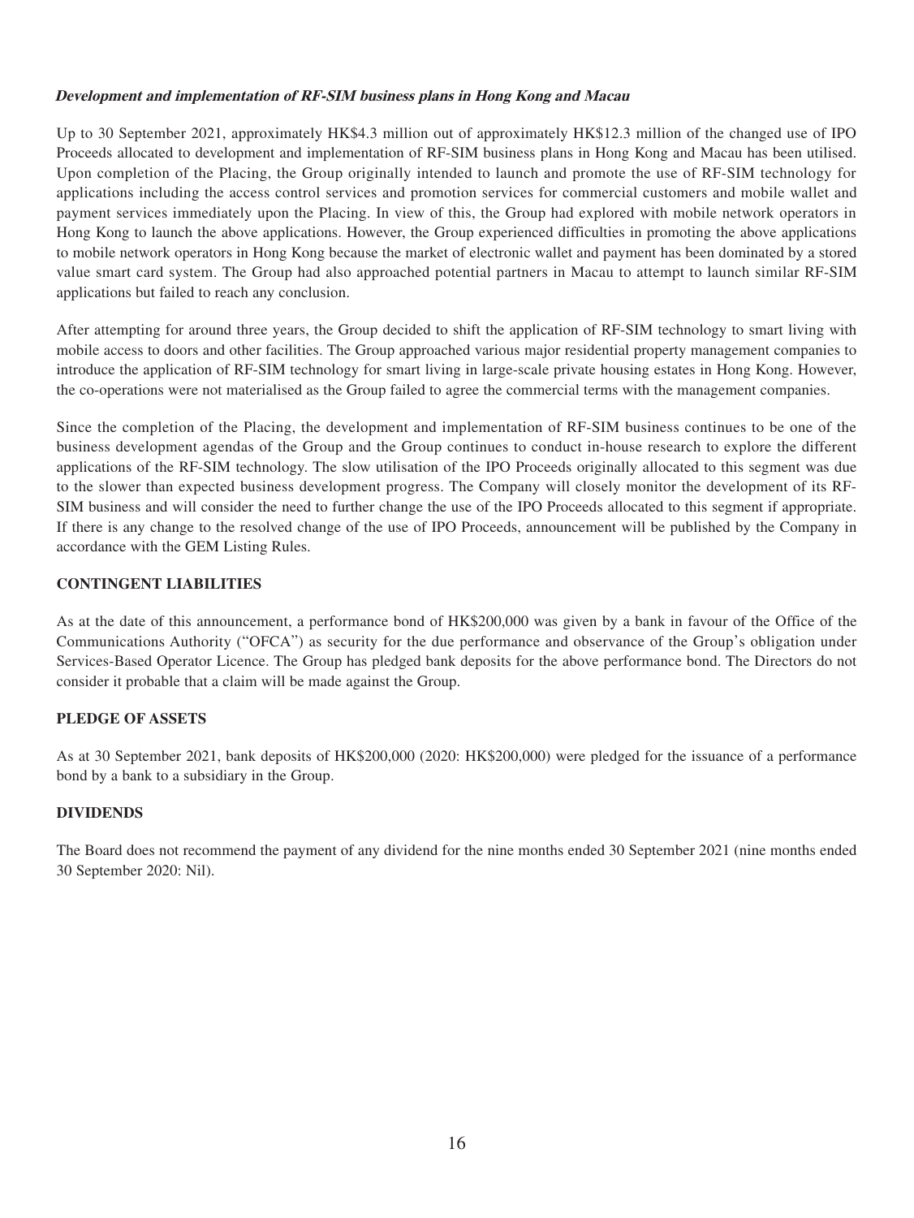***Development and implementation of RF-SIM business plans in Hong Kong and Macau***

Up to 30 September 2021, approximately HK$4.3 million out of approximately HK$12.3 million of the changed use of IPO Proceeds allocated to development and implementation of RF-SIM business plans in Hong Kong and Macau has been utilised. Upon completion of the Placing, the Group originally intended to launch and promote the use of RF-SIM technology for applications including the access control services and promotion services for commercial customers and mobile wallet and payment services immediately upon the Placing. In view of this, the Group had explored with mobile network operators in Hong Kong to launch the above applications. However, the Group experienced difficulties in promoting the above applications to mobile network operators in Hong Kong because the market of electronic wallet and payment has been dominated by a stored value smart card system. The Group had also approached potential partners in Macau to attempt to launch similar RF-SIM applications but failed to reach any conclusion.

After attempting for around three years, the Group decided to shift the application of RF-SIM technology to smart living with mobile access to doors and other facilities. The Group approached various major residential property management companies to introduce the application of RF-SIM technology for smart living in large-scale private housing estates in Hong Kong. However, the co-operations were not materialised as the Group failed to agree the commercial terms with the management companies.

Since the completion of the Placing, the development and implementation of RF-SIM business continues to be one of the business development agendas of the Group and the Group continues to conduct in-house research to explore the different applications of the RF-SIM technology. The slow utilisation of the IPO Proceeds originally allocated to this segment was due to the slower than expected business development progress. The Company will closely monitor the development of its RF-SIM business and will consider the need to further change the use of the IPO Proceeds allocated to this segment if appropriate. If there is any change to the resolved change of the use of IPO Proceeds, announcement will be published by the Company in accordance with the GEM Listing Rules.

## CONTINGENT LIABILITIES

As at the date of this announcement, a performance bond of HK$200,000 was given by a bank in favour of the Office of the Communications Authority ("OFCA") as security for the due performance and observance of the Group's obligation under Services-Based Operator Licence. The Group has pledged bank deposits for the above performance bond. The Directors do not consider it probable that a claim will be made against the Group.

## PLEDGE OF ASSETS

As at 30 September 2021, bank deposits of HK$200,000 (2020: HK$200,000) were pledged for the issuance of a performance bond by a bank to a subsidiary in the Group.

## DIVIDENDS

The Board does not recommend the payment of any dividend for the nine months ended 30 September 2021 (nine months ended 30 September 2020: Nil).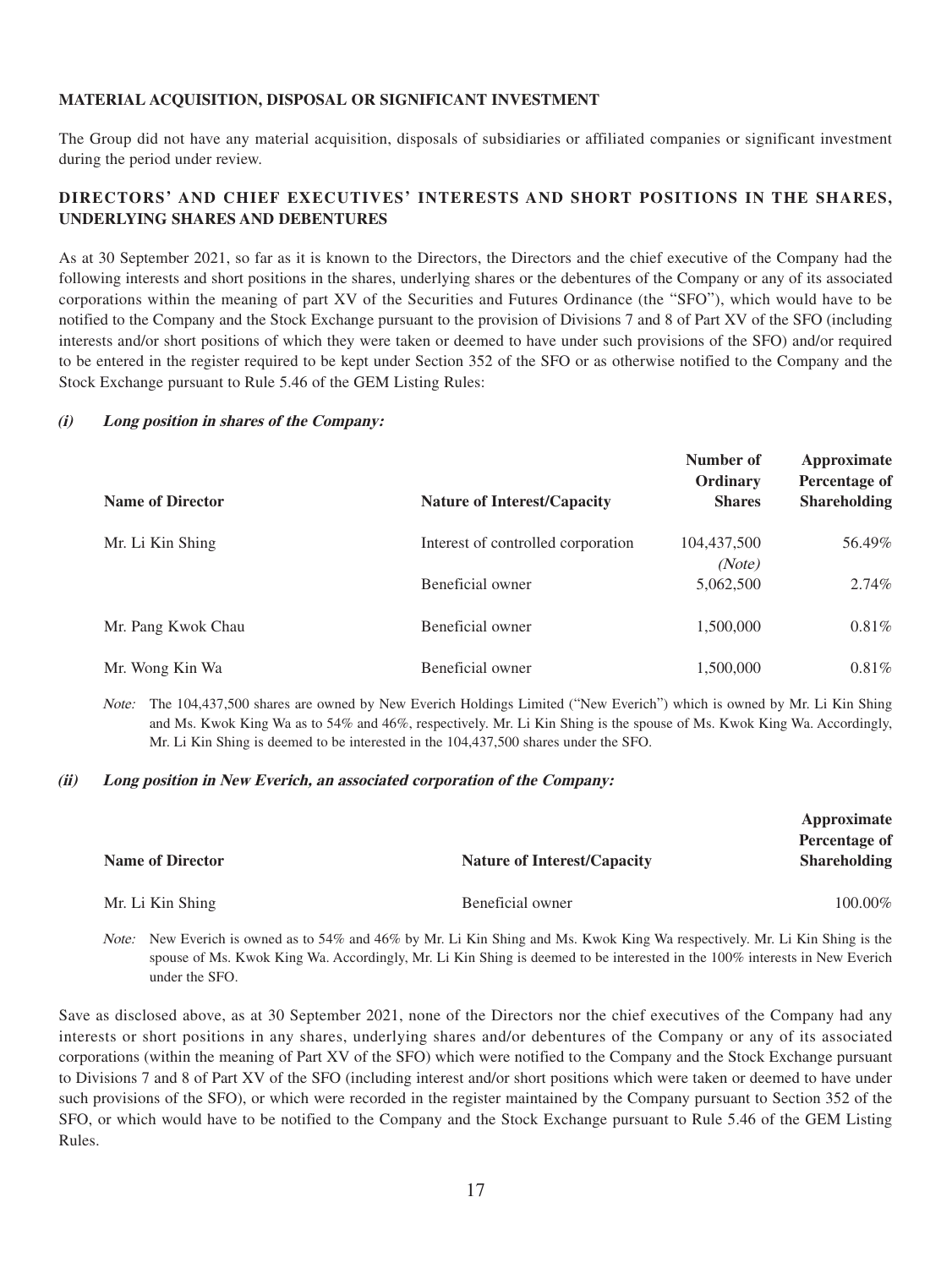## MATERIAL ACQUISITION, DISPOSAL OR SIGNIFICANT INVESTMENT

The Group did not have any material acquisition, disposals of subsidiaries or affiliated companies or significant investment during the period under review.

## DIRECTORS' AND CHIEF EXECUTIVES' INTERESTS AND SHORT POSITIONS IN THE SHARES, UNDERLYING SHARES AND DEBENTURES

As at 30 September 2021, so far as it is known to the Directors, the Directors and the chief executive of the Company had the following interests and short positions in the shares, underlying shares or the debentures of the Company or any of its associated corporations within the meaning of part XV of the Securities and Futures Ordinance (the "SFO"), which would have to be notified to the Company and the Stock Exchange pursuant to the provision of Divisions 7 and 8 of Part XV of the SFO (including interests and/or short positions of which they were taken or deemed to have under such provisions of the SFO) and/or required to be entered in the register required to be kept under Section 352 of the SFO or as otherwise notified to the Company and the Stock Exchange pursuant to Rule 5.46 of the GEM Listing Rules:

### *(i) Long position in shares of the Company:*

| Name of Director | Nature of Interest/Capacity | Number of Ordinary Shares | Approximate Percentage of Shareholding |
|---|---|---|---|
| Mr. Li Kin Shing | Interest of controlled corporation | 104,437,500 *(Note)* | 56.49% |
| | Beneficial owner | 5,062,500 | 2.74% |
| Mr. Pang Kwok Chau | Beneficial owner | 1,500,000 | 0.81% |
| Mr. Wong Kin Wa | Beneficial owner | 1,500,000 | 0.81% |

*Note:* The 104,437,500 shares are owned by New Everich Holdings Limited ("New Everich") which is owned by Mr. Li Kin Shing and Ms. Kwok King Wa as to 54% and 46%, respectively. Mr. Li Kin Shing is the spouse of Ms. Kwok King Wa. Accordingly, Mr. Li Kin Shing is deemed to be interested in the 104,437,500 shares under the SFO.

### *(ii) Long position in New Everich, an associated corporation of the Company:*

| Name of Director | Nature of Interest/Capacity | Approximate Percentage of Shareholding |
|---|---|---|
| Mr. Li Kin Shing | Beneficial owner | 100.00% |

*Note:* New Everich is owned as to 54% and 46% by Mr. Li Kin Shing and Ms. Kwok King Wa respectively. Mr. Li Kin Shing is the spouse of Ms. Kwok King Wa. Accordingly, Mr. Li Kin Shing is deemed to be interested in the 100% interests in New Everich under the SFO.

Save as disclosed above, as at 30 September 2021, none of the Directors nor the chief executives of the Company had any interests or short positions in any shares, underlying shares and/or debentures of the Company or any of its associated corporations (within the meaning of Part XV of the SFO) which were notified to the Company and the Stock Exchange pursuant to Divisions 7 and 8 of Part XV of the SFO (including interest and/or short positions which were taken or deemed to have under such provisions of the SFO), or which were recorded in the register maintained by the Company pursuant to Section 352 of the SFO, or which would have to be notified to the Company and the Stock Exchange pursuant to Rule 5.46 of the GEM Listing Rules.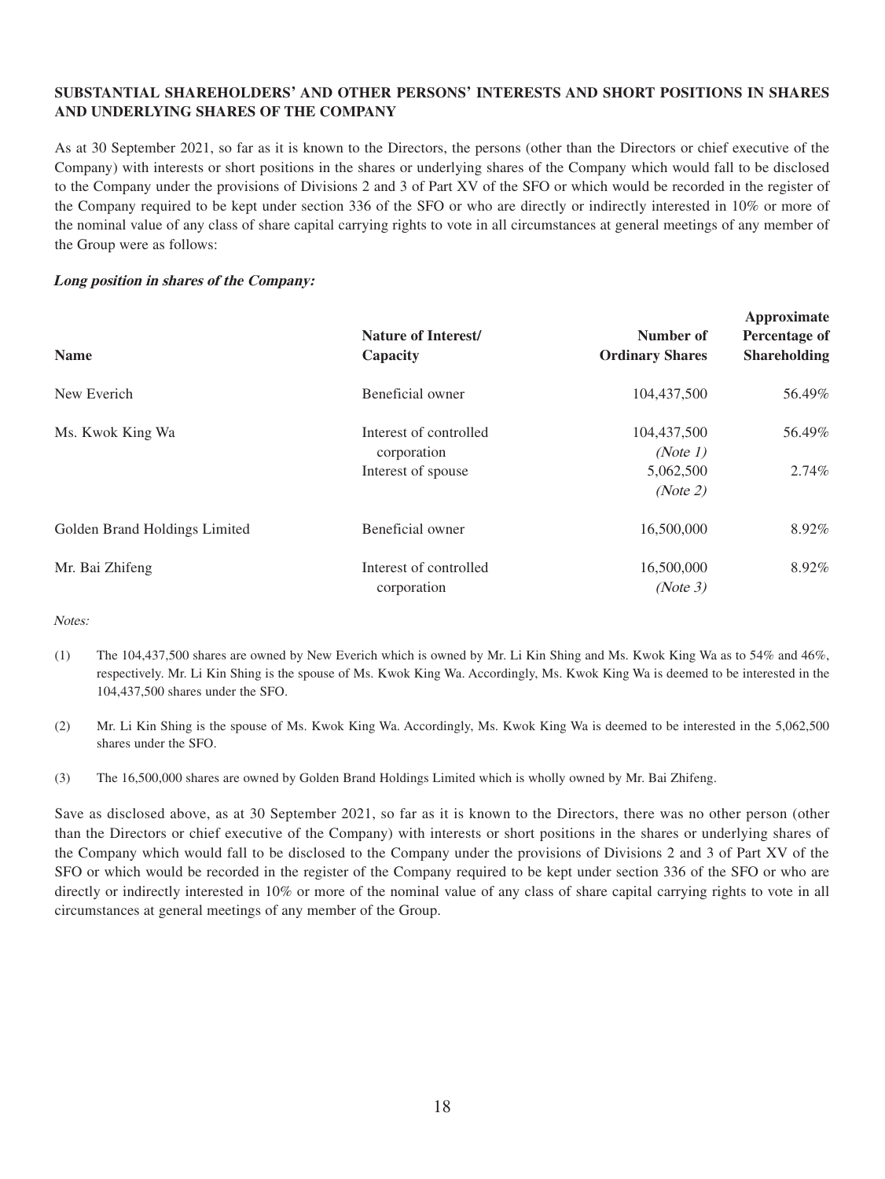**SUBSTANTIAL SHAREHOLDERS' AND OTHER PERSONS' INTERESTS AND SHORT POSITIONS IN SHARES AND UNDERLYING SHARES OF THE COMPANY**

As at 30 September 2021, so far as it is known to the Directors, the persons (other than the Directors or chief executive of the Company) with interests or short positions in the shares or underlying shares of the Company which would fall to be disclosed to the Company under the provisions of Divisions 2 and 3 of Part XV of the SFO or which would be recorded in the register of the Company required to be kept under section 336 of the SFO or who are directly or indirectly interested in 10% or more of the nominal value of any class of share capital carrying rights to vote in all circumstances at general meetings of any member of the Group were as follows:

***Long position in shares of the Company:***

| Name | Nature of Interest/ Capacity | Number of Ordinary Shares | Approximate Percentage of Shareholding |
|---|---|---|---|
| New Everich | Beneficial owner | 104,437,500 | 56.49% |
| Ms. Kwok King Wa | Interest of controlled corporation | 104,437,500 *(Note 1)* | 56.49% |
| | Interest of spouse | 5,062,500 *(Note 2)* | 2.74% |
| Golden Brand Holdings Limited | Beneficial owner | 16,500,000 | 8.92% |
| Mr. Bai Zhifeng | Interest of controlled corporation | 16,500,000 *(Note 3)* | 8.92% |

*Notes:*

(1) The 104,437,500 shares are owned by New Everich which is owned by Mr. Li Kin Shing and Ms. Kwok King Wa as to 54% and 46%, respectively. Mr. Li Kin Shing is the spouse of Ms. Kwok King Wa. Accordingly, Ms. Kwok King Wa is deemed to be interested in the 104,437,500 shares under the SFO.

(2) Mr. Li Kin Shing is the spouse of Ms. Kwok King Wa. Accordingly, Ms. Kwok King Wa is deemed to be interested in the 5,062,500 shares under the SFO.

(3) The 16,500,000 shares are owned by Golden Brand Holdings Limited which is wholly owned by Mr. Bai Zhifeng.

Save as disclosed above, as at 30 September 2021, so far as it is known to the Directors, there was no other person (other than the Directors or chief executive of the Company) with interests or short positions in the shares or underlying shares of the Company which would fall to be disclosed to the Company under the provisions of Divisions 2 and 3 of Part XV of the SFO or which would be recorded in the register of the Company required to be kept under section 336 of the SFO or who are directly or indirectly interested in 10% or more of the nominal value of any class of share capital carrying rights to vote in all circumstances at general meetings of any member of the Group.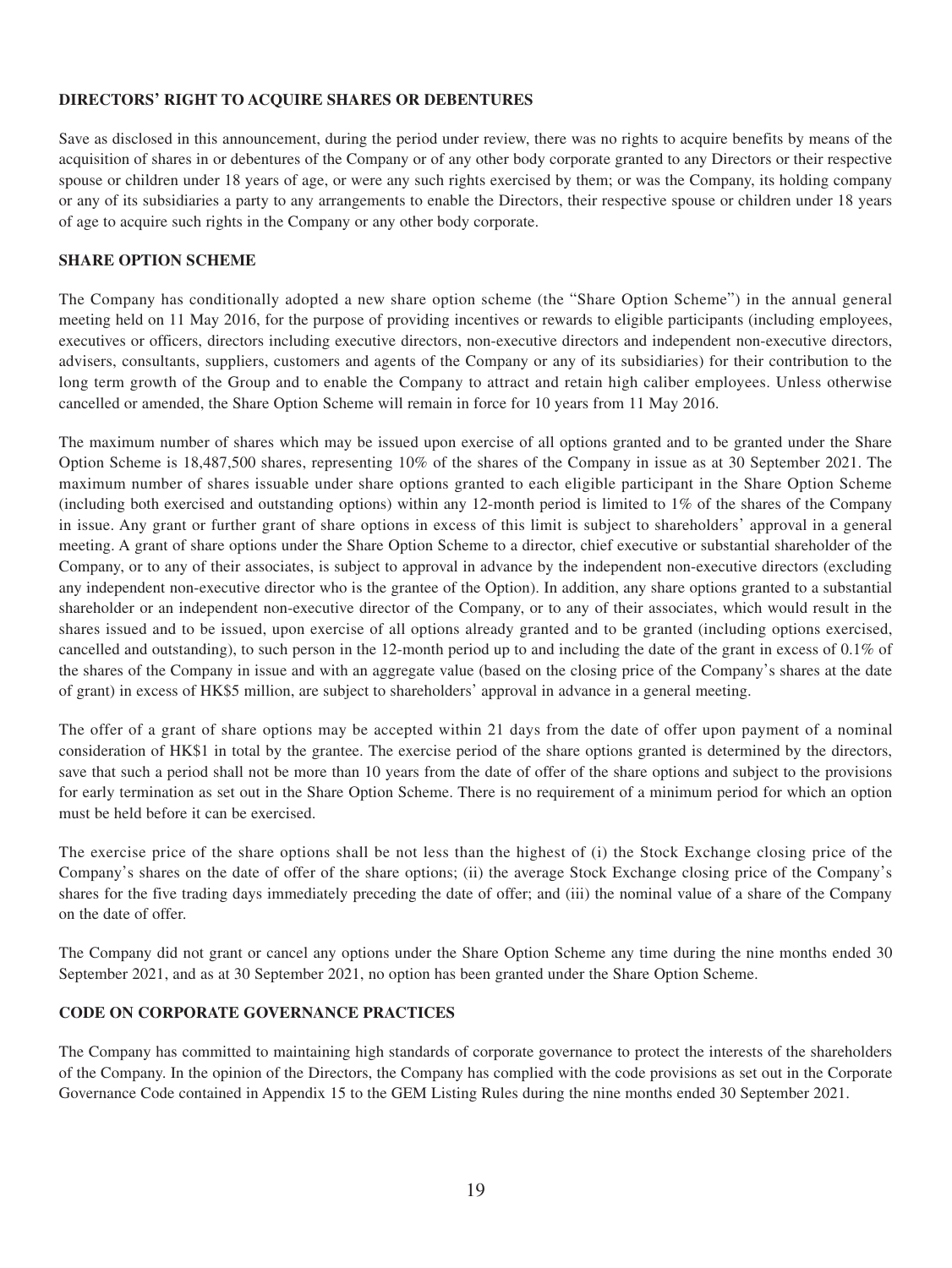## DIRECTORS' RIGHT TO ACQUIRE SHARES OR DEBENTURES

Save as disclosed in this announcement, during the period under review, there was no rights to acquire benefits by means of the acquisition of shares in or debentures of the Company or of any other body corporate granted to any Directors or their respective spouse or children under 18 years of age, or were any such rights exercised by them; or was the Company, its holding company or any of its subsidiaries a party to any arrangements to enable the Directors, their respective spouse or children under 18 years of age to acquire such rights in the Company or any other body corporate.

## SHARE OPTION SCHEME

The Company has conditionally adopted a new share option scheme (the "Share Option Scheme") in the annual general meeting held on 11 May 2016, for the purpose of providing incentives or rewards to eligible participants (including employees, executives or officers, directors including executive directors, non-executive directors and independent non-executive directors, advisers, consultants, suppliers, customers and agents of the Company or any of its subsidiaries) for their contribution to the long term growth of the Group and to enable the Company to attract and retain high caliber employees. Unless otherwise cancelled or amended, the Share Option Scheme will remain in force for 10 years from 11 May 2016.

The maximum number of shares which may be issued upon exercise of all options granted and to be granted under the Share Option Scheme is 18,487,500 shares, representing 10% of the shares of the Company in issue as at 30 September 2021. The maximum number of shares issuable under share options granted to each eligible participant in the Share Option Scheme (including both exercised and outstanding options) within any 12-month period is limited to 1% of the shares of the Company in issue. Any grant or further grant of share options in excess of this limit is subject to shareholders' approval in a general meeting. A grant of share options under the Share Option Scheme to a director, chief executive or substantial shareholder of the Company, or to any of their associates, is subject to approval in advance by the independent non-executive directors (excluding any independent non-executive director who is the grantee of the Option). In addition, any share options granted to a substantial shareholder or an independent non-executive director of the Company, or to any of their associates, which would result in the shares issued and to be issued, upon exercise of all options already granted and to be granted (including options exercised, cancelled and outstanding), to such person in the 12-month period up to and including the date of the grant in excess of 0.1% of the shares of the Company in issue and with an aggregate value (based on the closing price of the Company's shares at the date of grant) in excess of HK$5 million, are subject to shareholders' approval in advance in a general meeting.

The offer of a grant of share options may be accepted within 21 days from the date of offer upon payment of a nominal consideration of HK$1 in total by the grantee. The exercise period of the share options granted is determined by the directors, save that such a period shall not be more than 10 years from the date of offer of the share options and subject to the provisions for early termination as set out in the Share Option Scheme. There is no requirement of a minimum period for which an option must be held before it can be exercised.

The exercise price of the share options shall be not less than the highest of (i) the Stock Exchange closing price of the Company's shares on the date of offer of the share options; (ii) the average Stock Exchange closing price of the Company's shares for the five trading days immediately preceding the date of offer; and (iii) the nominal value of a share of the Company on the date of offer.

The Company did not grant or cancel any options under the Share Option Scheme any time during the nine months ended 30 September 2021, and as at 30 September 2021, no option has been granted under the Share Option Scheme.

## CODE ON CORPORATE GOVERNANCE PRACTICES

The Company has committed to maintaining high standards of corporate governance to protect the interests of the shareholders of the Company. In the opinion of the Directors, the Company has complied with the code provisions as set out in the Corporate Governance Code contained in Appendix 15 to the GEM Listing Rules during the nine months ended 30 September 2021.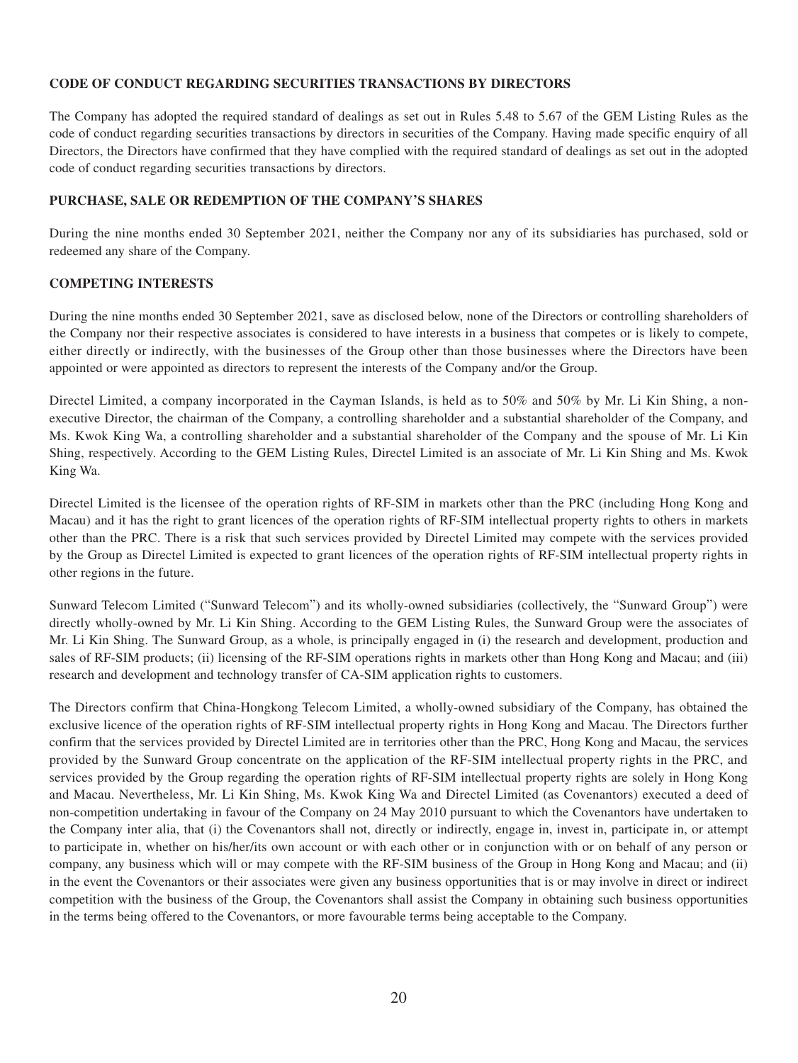## CODE OF CONDUCT REGARDING SECURITIES TRANSACTIONS BY DIRECTORS

The Company has adopted the required standard of dealings as set out in Rules 5.48 to 5.67 of the GEM Listing Rules as the code of conduct regarding securities transactions by directors in securities of the Company. Having made specific enquiry of all Directors, the Directors have confirmed that they have complied with the required standard of dealings as set out in the adopted code of conduct regarding securities transactions by directors.

## PURCHASE, SALE OR REDEMPTION OF THE COMPANY'S SHARES

During the nine months ended 30 September 2021, neither the Company nor any of its subsidiaries has purchased, sold or redeemed any share of the Company.

## COMPETING INTERESTS

During the nine months ended 30 September 2021, save as disclosed below, none of the Directors or controlling shareholders of the Company nor their respective associates is considered to have interests in a business that competes or is likely to compete, either directly or indirectly, with the businesses of the Group other than those businesses where the Directors have been appointed or were appointed as directors to represent the interests of the Company and/or the Group.

Directel Limited, a company incorporated in the Cayman Islands, is held as to 50% and 50% by Mr. Li Kin Shing, a non-executive Director, the chairman of the Company, a controlling shareholder and a substantial shareholder of the Company, and Ms. Kwok King Wa, a controlling shareholder and a substantial shareholder of the Company and the spouse of Mr. Li Kin Shing, respectively. According to the GEM Listing Rules, Directel Limited is an associate of Mr. Li Kin Shing and Ms. Kwok King Wa.

Directel Limited is the licensee of the operation rights of RF-SIM in markets other than the PRC (including Hong Kong and Macau) and it has the right to grant licences of the operation rights of RF-SIM intellectual property rights to others in markets other than the PRC. There is a risk that such services provided by Directel Limited may compete with the services provided by the Group as Directel Limited is expected to grant licences of the operation rights of RF-SIM intellectual property rights in other regions in the future.

Sunward Telecom Limited ("Sunward Telecom") and its wholly-owned subsidiaries (collectively, the "Sunward Group") were directly wholly-owned by Mr. Li Kin Shing. According to the GEM Listing Rules, the Sunward Group were the associates of Mr. Li Kin Shing. The Sunward Group, as a whole, is principally engaged in (i) the research and development, production and sales of RF-SIM products; (ii) licensing of the RF-SIM operations rights in markets other than Hong Kong and Macau; and (iii) research and development and technology transfer of CA-SIM application rights to customers.

The Directors confirm that China-Hongkong Telecom Limited, a wholly-owned subsidiary of the Company, has obtained the exclusive licence of the operation rights of RF-SIM intellectual property rights in Hong Kong and Macau. The Directors further confirm that the services provided by Directel Limited are in territories other than the PRC, Hong Kong and Macau, the services provided by the Sunward Group concentrate on the application of the RF-SIM intellectual property rights in the PRC, and services provided by the Group regarding the operation rights of RF-SIM intellectual property rights are solely in Hong Kong and Macau. Nevertheless, Mr. Li Kin Shing, Ms. Kwok King Wa and Directel Limited (as Covenantors) executed a deed of non-competition undertaking in favour of the Company on 24 May 2010 pursuant to which the Covenantors have undertaken to the Company inter alia, that (i) the Covenantors shall not, directly or indirectly, engage in, invest in, participate in, or attempt to participate in, whether on his/her/its own account or with each other or in conjunction with or on behalf of any person or company, any business which will or may compete with the RF-SIM business of the Group in Hong Kong and Macau; and (ii) in the event the Covenantors or their associates were given any business opportunities that is or may involve in direct or indirect competition with the business of the Group, the Covenantors shall assist the Company in obtaining such business opportunities in the terms being offered to the Covenantors, or more favourable terms being acceptable to the Company.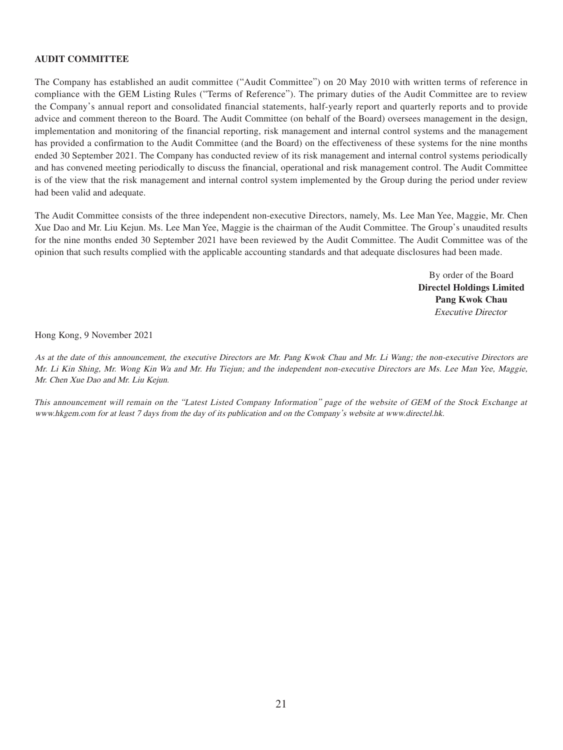**AUDIT COMMITTEE**

The Company has established an audit committee ("Audit Committee") on 20 May 2010 with written terms of reference in compliance with the GEM Listing Rules ("Terms of Reference"). The primary duties of the Audit Committee are to review the Company's annual report and consolidated financial statements, half-yearly report and quarterly reports and to provide advice and comment thereon to the Board. The Audit Committee (on behalf of the Board) oversees management in the design, implementation and monitoring of the financial reporting, risk management and internal control systems and the management has provided a confirmation to the Audit Committee (and the Board) on the effectiveness of these systems for the nine months ended 30 September 2021. The Company has conducted review of its risk management and internal control systems periodically and has convened meeting periodically to discuss the financial, operational and risk management control. The Audit Committee is of the view that the risk management and internal control system implemented by the Group during the period under review had been valid and adequate.

The Audit Committee consists of the three independent non-executive Directors, namely, Ms. Lee Man Yee, Maggie, Mr. Chen Xue Dao and Mr. Liu Kejun. Ms. Lee Man Yee, Maggie is the chairman of the Audit Committee. The Group's unaudited results for the nine months ended 30 September 2021 have been reviewed by the Audit Committee. The Audit Committee was of the opinion that such results complied with the applicable accounting standards and that adequate disclosures had been made.

By order of the Board
**Directel Holdings Limited**
**Pang Kwok Chau**
*Executive Director*

Hong Kong, 9 November 2021

*As at the date of this announcement, the executive Directors are Mr. Pang Kwok Chau and Mr. Li Wang; the non-executive Directors are Mr. Li Kin Shing, Mr. Wong Kin Wa and Mr. Hu Tiejun; and the independent non-executive Directors are Ms. Lee Man Yee, Maggie, Mr. Chen Xue Dao and Mr. Liu Kejun.*

*This announcement will remain on the "Latest Listed Company Information" page of the website of GEM of the Stock Exchange at www.hkgem.com for at least 7 days from the day of its publication and on the Company's website at www.directel.hk.*